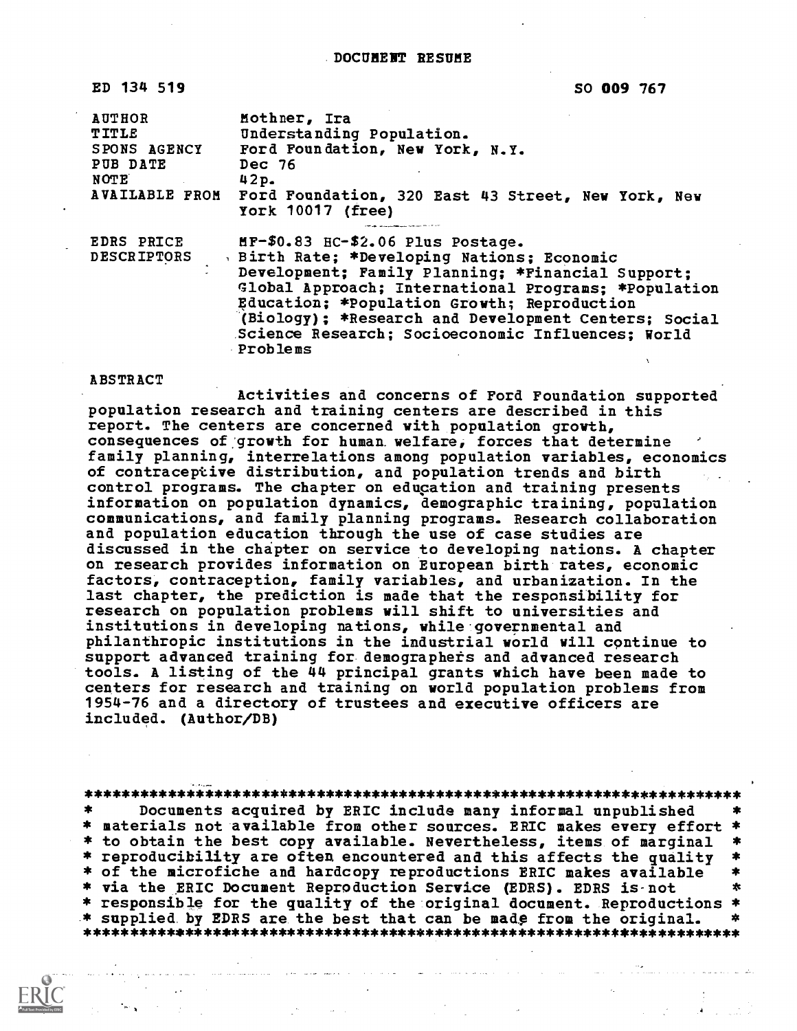# DOCUMENT RESUME

ED 134 519 SO 009 767

| | |
|---|---|
| AUTHOR | Mothner, Ira |
| TITLE | Understanding Population. |
| SPONS AGENCY | Ford Foundation, New York, N.Y. |
| PUB DATE | Dec 76 |
| NOTE | 42p. |
| AVAILABLE FROM | Ford Foundation, 320 East 43 Street, New York, New York 10017 (free) |
| EDRS PRICE | MF-$0.83 HC-$2.06 Plus Postage. |
| DESCRIPTORS | Birth Rate; *Developing Nations; Economic Development; Family Planning; *Financial Support; Global Approach; International Programs; *Population Education; *Population Growth; Reproduction (Biology); *Research and Development Centers; Social Science Research; Socioeconomic Influences; World Problems |

## ABSTRACT

Activities and concerns of Ford Foundation supported population research and training centers are described in this report. The centers are concerned with population growth, consequences of growth for human welfare, forces that determine family planning, interrelations among population variables, economics of contraceptive distribution, and population trends and birth control programs. The chapter on education and training presents information on population dynamics, demographic training, population communications, and family planning programs. Research collaboration and population education through the use of case studies are discussed in the chapter on service to developing nations. A chapter on research provides information on European birth rates, economic factors, contraception, family variables, and urbanization. In the last chapter, the prediction is made that the responsibility for research on population problems will shift to universities and institutions in developing nations, while governmental and philanthropic institutions in the industrial world will continue to support advanced training for demographers and advanced research tools. A listing of the 44 principal grants which have been made to centers for research and training on world population problems from 1954-76 and a directory of trustees and executive officers are included. (Author/DB)

```
***********************************************************************
*    Documents acquired by ERIC include many informal unpublished     *
* materials not available from other sources. ERIC makes every effort *
* to obtain the best copy available. Nevertheless, items of marginal  *
* reproducibility are often encountered and this affects the quality  *
* of the microfiche and hardcopy reproductions ERIC makes available   *
* via the ERIC Document Reproduction Service (EDRS). EDRS is not      *
* responsible for the quality of the original document. Reproductions *
* supplied by EDRS are the best that can be made from the original.   *
***********************************************************************
```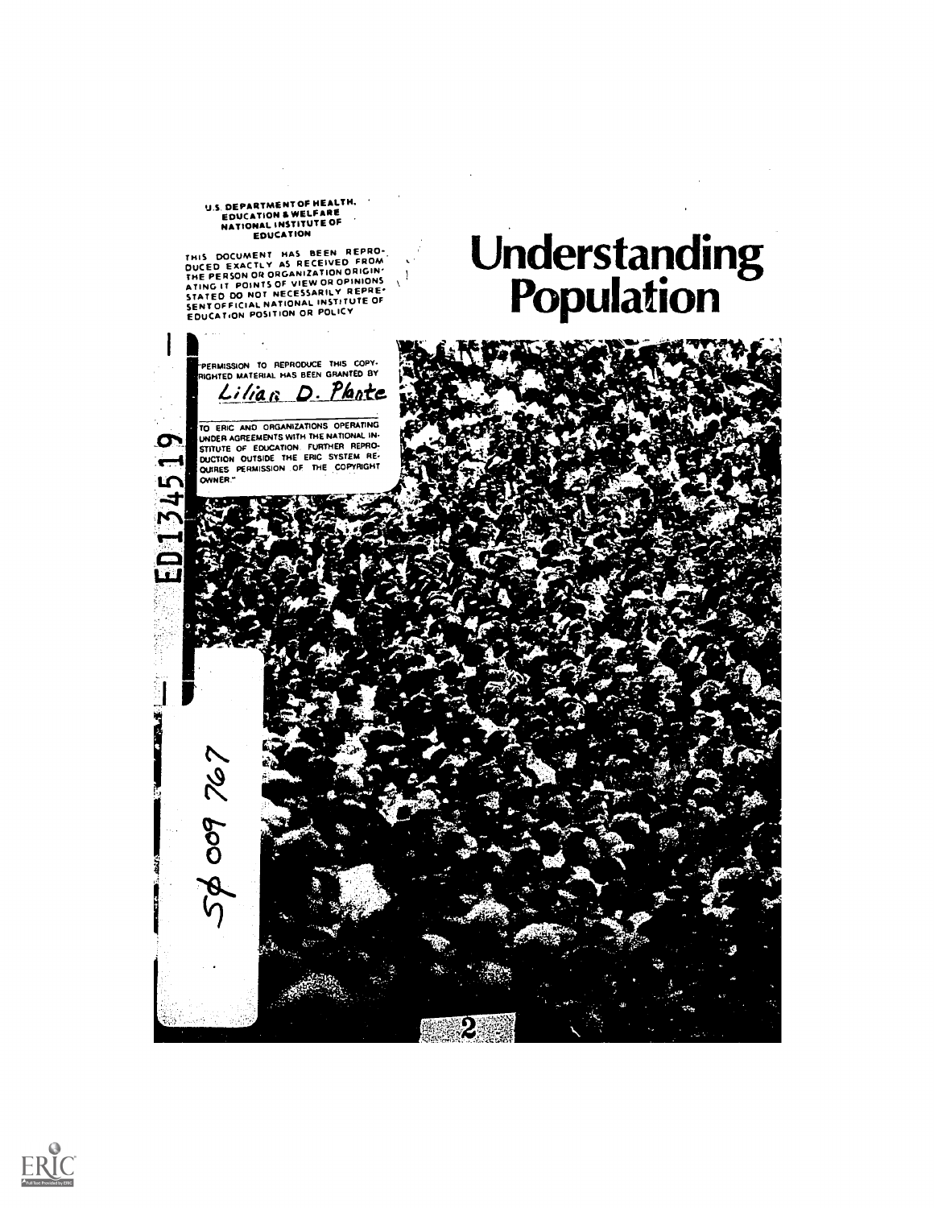U.S. DEPARTMENT OF HEALTH, EDUCATION & WELFARE
NATIONAL INSTITUTE OF EDUCATION

THIS DOCUMENT HAS BEEN REPRODUCED EXACTLY AS RECEIVED FROM THE PERSON OR ORGANIZATION ORIGINATING IT. POINTS OF VIEW OR OPINIONS STATED DO NOT NECESSARILY REPRESENT OFFICIAL NATIONAL INSTITUTE OF EDUCATION POSITION OR POLICY

# Understanding Population

"PERMISSION TO REPRODUCE THIS COPYRIGHTED MATERIAL HAS BEEN GRANTED BY

Lilian D. Plante

TO ERIC AND ORGANIZATIONS OPERATING UNDER AGREEMENTS WITH THE NATIONAL INSTITUTE OF EDUCATION. FURTHER REPRODUCTION OUTSIDE THE ERIC SYSTEM REQUIRES PERMISSION OF THE COPYRIGHT OWNER."

ED134519

SØ 009 767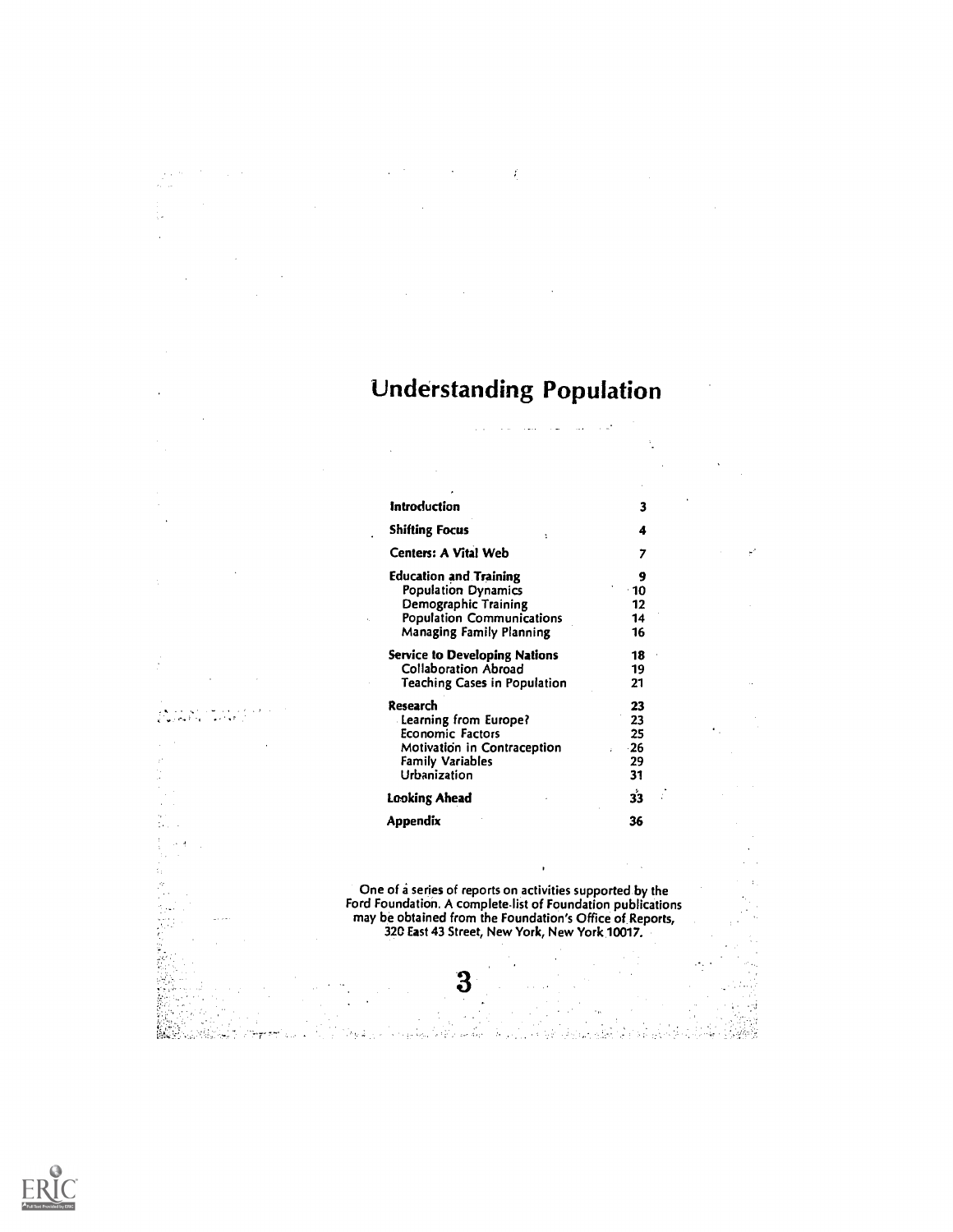# Understanding Population

| | |
|---|---|
| **Introduction** | **3** |
| **Shifting Focus** | **4** |
| **Centers: A Vital Web** | **7** |
| **Education and Training** | **9** |
| Population Dynamics | 10 |
| Demographic Training | 12 |
| Population Communications | 14 |
| Managing Family Planning | 16 |
| **Service to Developing Nations** | **18** |
| Collaboration Abroad | 19 |
| Teaching Cases in Population | 21 |
| **Research** | **23** |
| Learning from Europe? | 23 |
| Economic Factors | 25 |
| Motivation in Contraception | 26 |
| Family Variables | 29 |
| Urbanization | 31 |
| **Looking Ahead** | **33** |
| **Appendix** | **36** |

One of a series of reports on activities supported by the Ford Foundation. A complete list of Foundation publications may be obtained from the Foundation's Office of Reports, 320 East 43 Street, New York, New York 10017.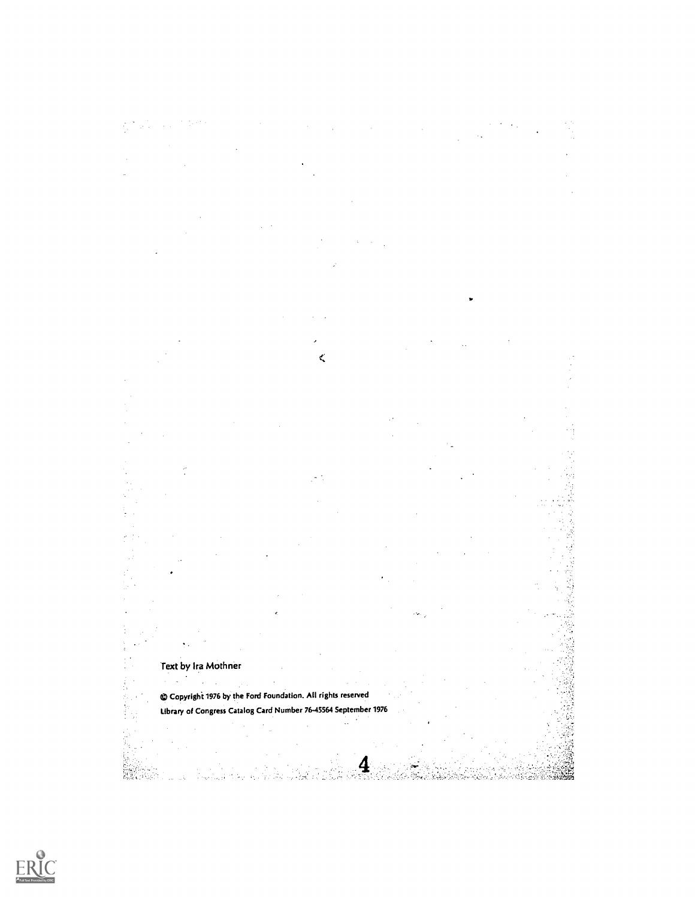Text by Ira Mothner

© Copyright 1976 by the Ford Foundation. All rights reserved
Library of Congress Catalog Card Number 76-45564 September 1976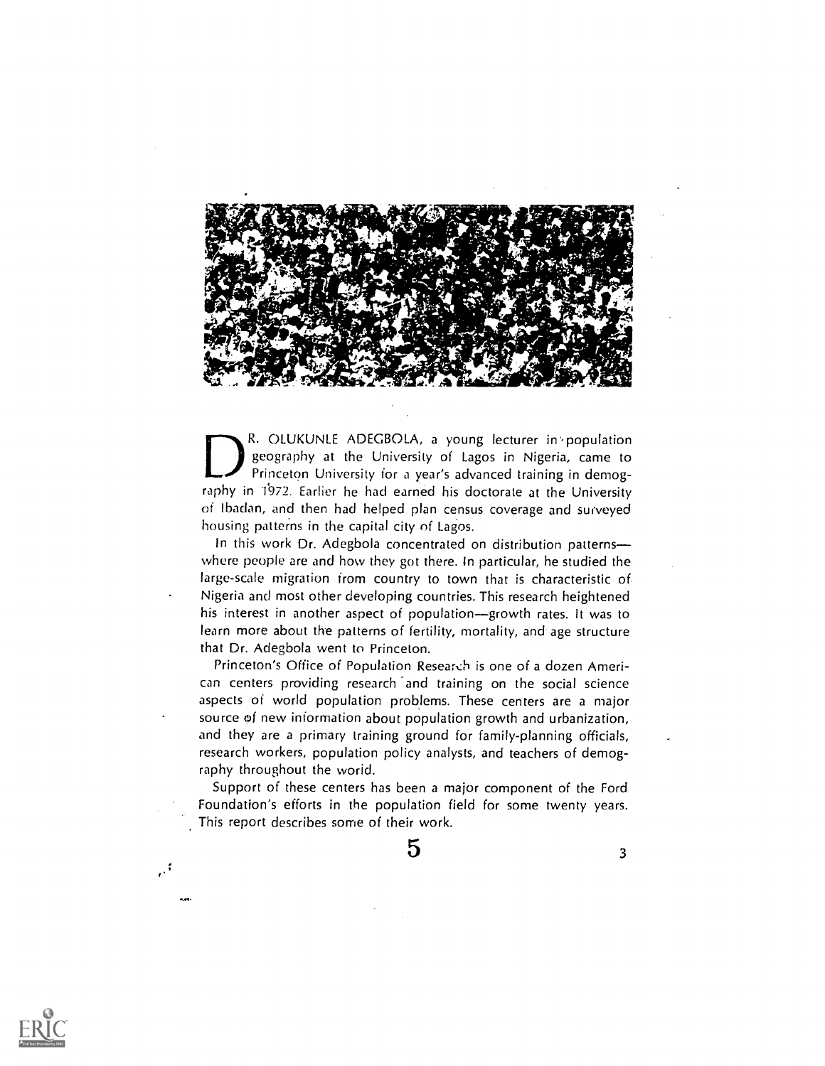DR. OLUKUNLE ADEGBOLA, a young lecturer in population geography at the University of Lagos in Nigeria, came to Princeton University for a year's advanced training in demography in 1972. Earlier he had earned his doctorate at the University of Ibadan, and then had helped plan census coverage and surveyed housing patterns in the capital city of Lagos.

In this work Dr. Adegbola concentrated on distribution patterns—where people are and how they got there. In particular, he studied the large-scale migration from country to town that is characteristic of Nigeria and most other developing countries. This research heightened his interest in another aspect of population—growth rates. It was to learn more about the patterns of fertility, mortality, and age structure that Dr. Adegbola went to Princeton.

Princeton's Office of Population Research is one of a dozen American centers providing research and training on the social science aspects of world population problems. These centers are a major source of new information about population growth and urbanization, and they are a primary training ground for family-planning officials, research workers, population policy analysts, and teachers of demography throughout the world.

Support of these centers has been a major component of the Ford Foundation's efforts in the population field for some twenty years. This report describes some of their work.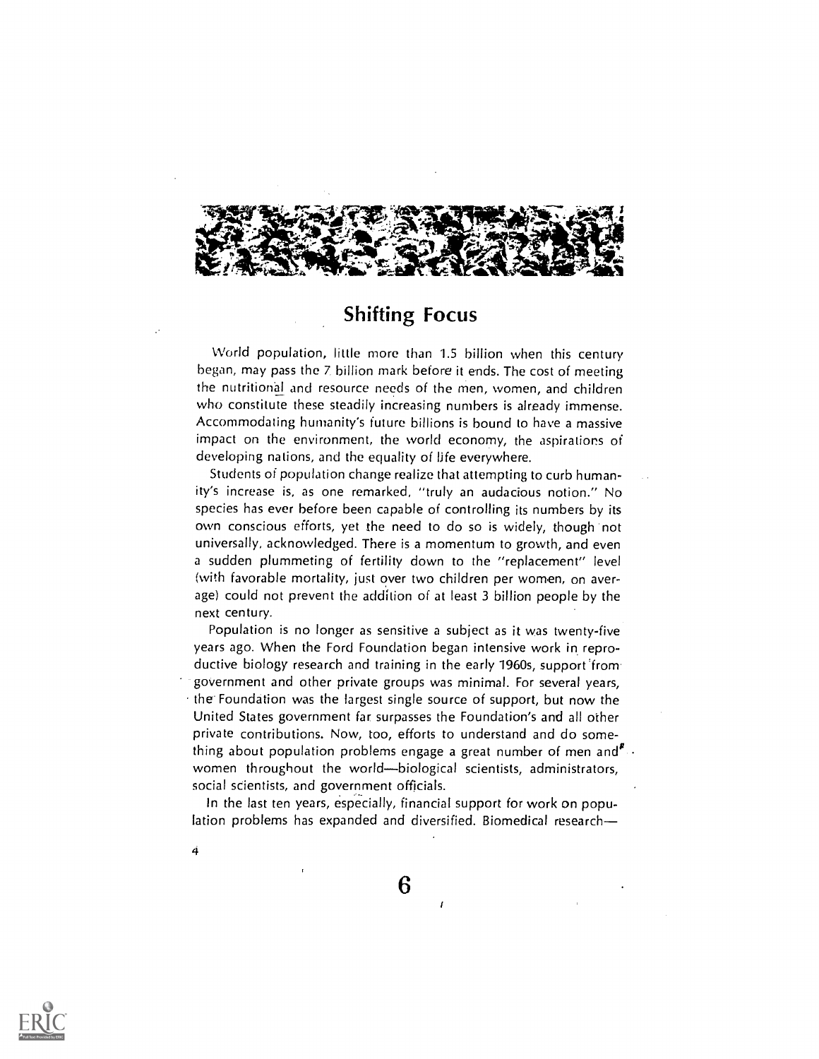## Shifting Focus

World population, little more than 1.5 billion when this century began, may pass the 7 billion mark before it ends. The cost of meeting the nutritional and resource needs of the men, women, and children who constitute these steadily increasing numbers is already immense. Accommodating humanity's future billions is bound to have a massive impact on the environment, the world economy, the aspirations of developing nations, and the equality of life everywhere.

Students of population change realize that attempting to curb humanity's increase is, as one remarked, "truly an audacious notion." No species has ever before been capable of controlling its numbers by its own conscious efforts, yet the need to do so is widely, though not universally, acknowledged. There is a momentum to growth, and even a sudden plummeting of fertility down to the "replacement" level (with favorable mortality, just over two children per women, on average) could not prevent the addition of at least 3 billion people by the next century.

Population is no longer as sensitive a subject as it was twenty-five years ago. When the Ford Foundation began intensive work in reproductive biology research and training in the early 1960s, support from government and other private groups was minimal. For several years, the Foundation was the largest single source of support, but now the United States government far surpasses the Foundation's and all other private contributions. Now, too, efforts to understand and do something about population problems engage a great number of men and women throughout the world—biological scientists, administrators, social scientists, and government officials.

In the last ten years, especially, financial support for work on population problems has expanded and diversified. Biomedical research—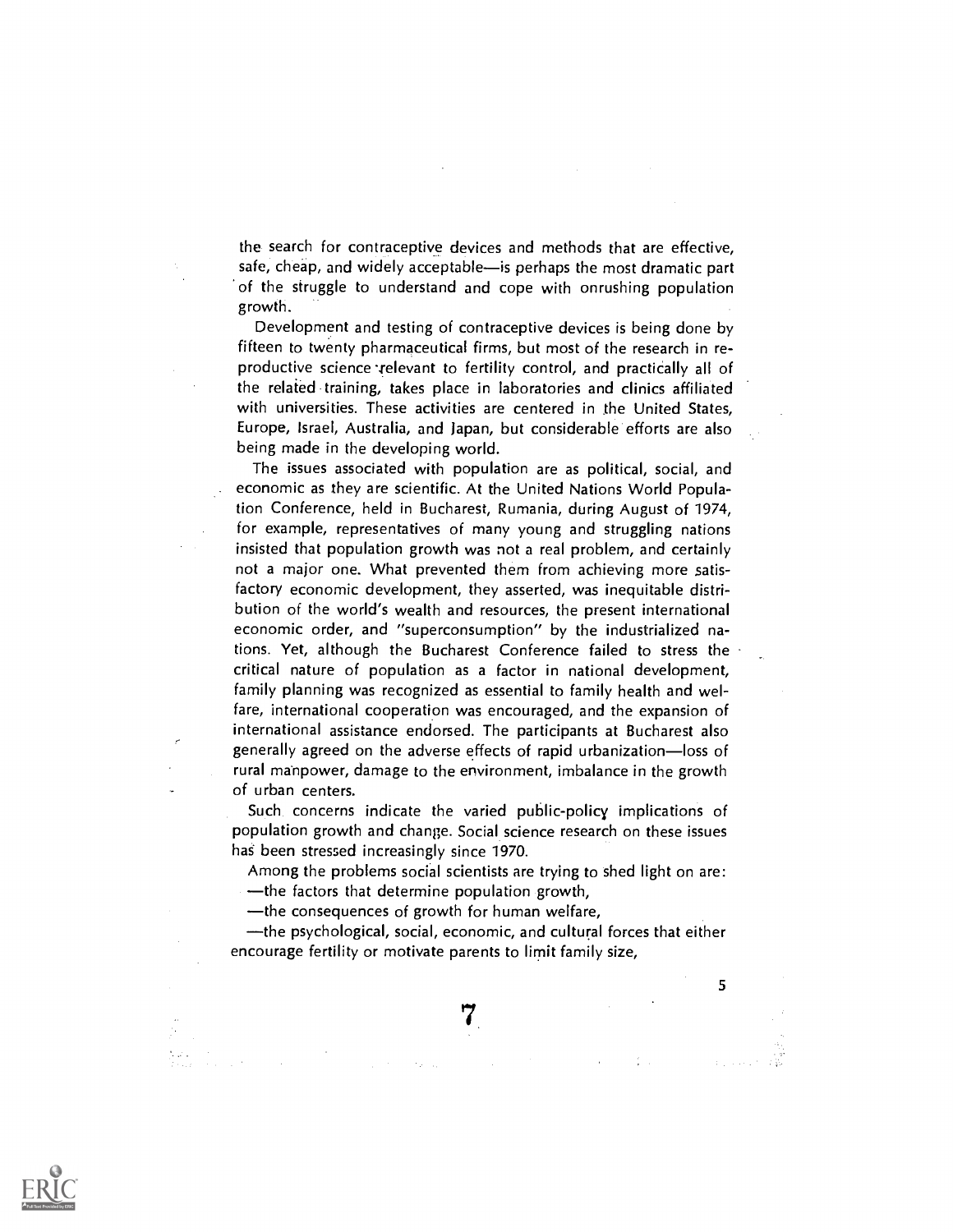the search for contraceptive devices and methods that are effective, safe, cheap, and widely acceptable—is perhaps the most dramatic part of the struggle to understand and cope with onrushing population growth.

Development and testing of contraceptive devices is being done by fifteen to twenty pharmaceutical firms, but most of the research in reproductive science relevant to fertility control, and practically all of the related training, takes place in laboratories and clinics affiliated with universities. These activities are centered in the United States, Europe, Israel, Australia, and Japan, but considerable efforts are also being made in the developing world.

The issues associated with population are as political, social, and economic as they are scientific. At the United Nations World Population Conference, held in Bucharest, Rumania, during August of 1974, for example, representatives of many young and struggling nations insisted that population growth was not a real problem, and certainly not a major one. What prevented them from achieving more satisfactory economic development, they asserted, was inequitable distribution of the world's wealth and resources, the present international economic order, and "superconsumption" by the industrialized nations. Yet, although the Bucharest Conference failed to stress the critical nature of population as a factor in national development, family planning was recognized as essential to family health and welfare, international cooperation was encouraged, and the expansion of international assistance endorsed. The participants at Bucharest also generally agreed on the adverse effects of rapid urbanization—loss of rural manpower, damage to the environment, imbalance in the growth of urban centers.

Such concerns indicate the varied public-policy implications of population growth and change. Social science research on these issues has been stressed increasingly since 1970.

Among the problems social scientists are trying to shed light on are:

—the factors that determine population growth,

—the consequences of growth for human welfare,

—the psychological, social, economic, and cultural forces that either encourage fertility or motivate parents to limit family size,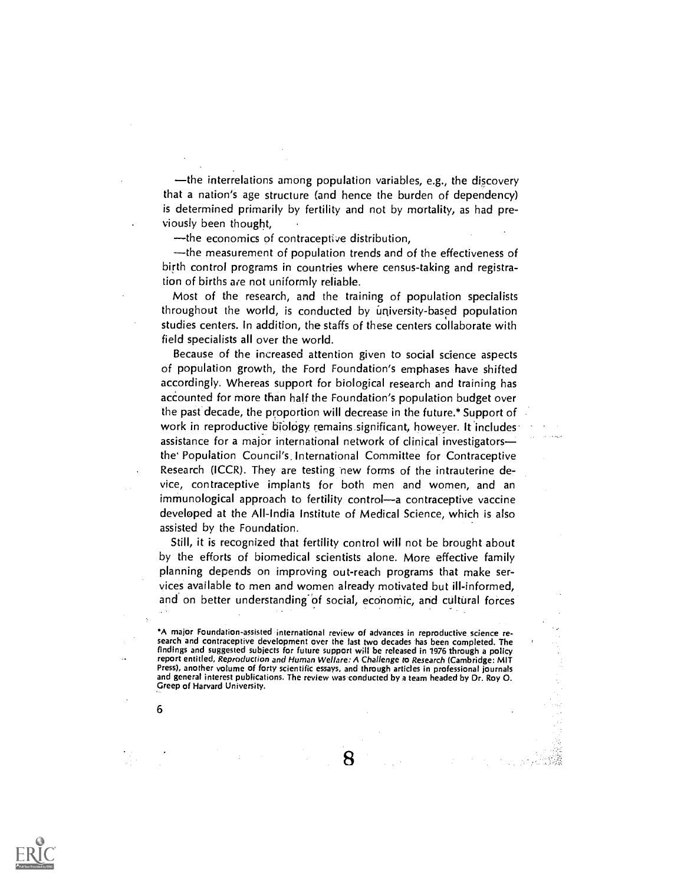—the interrelations among population variables, e.g., the discovery that a nation's age structure (and hence the burden of dependency) is determined primarily by fertility and not by mortality, as had previously been thought,

—the economics of contraceptive distribution,

—the measurement of population trends and of the effectiveness of birth control programs in countries where census-taking and registration of births are not uniformly reliable.

Most of the research, and the training of population specialists throughout the world, is conducted by university-based population studies centers. In addition, the staffs of these centers collaborate with field specialists all over the world.

Because of the increased attention given to social science aspects of population growth, the Ford Foundation's emphases have shifted accordingly. Whereas support for biological research and training has accounted for more than half the Foundation's population budget over the past decade, the proportion will decrease in the future.* Support of work in reproductive biology remains significant, however. It includes assistance for a major international network of clinical investigators—the Population Council's International Committee for Contraceptive Research (ICCR). They are testing new forms of the intrauterine device, contraceptive implants for both men and women, and an immunological approach to fertility control—a contraceptive vaccine developed at the All-India Institute of Medical Science, which is also assisted by the Foundation.

Still, it is recognized that fertility control will not be brought about by the efforts of biomedical scientists alone. More effective family planning depends on improving out-reach programs that make services available to men and women already motivated but ill-informed, and on better understanding of social, economic, and cultural forces

*A major Foundation-assisted international review of advances in reproductive science research and contraceptive development over the last two decades has been completed. The findings and suggested subjects for future support will be released in 1976 through a policy report entitled, *Reproduction and Human Welfare: A Challenge to Research* (Cambridge: MIT Press), another volume of forty scientific essays, and through articles in professional journals and general interest publications. The review was conducted by a team headed by Dr. Roy O. Greep of Harvard University.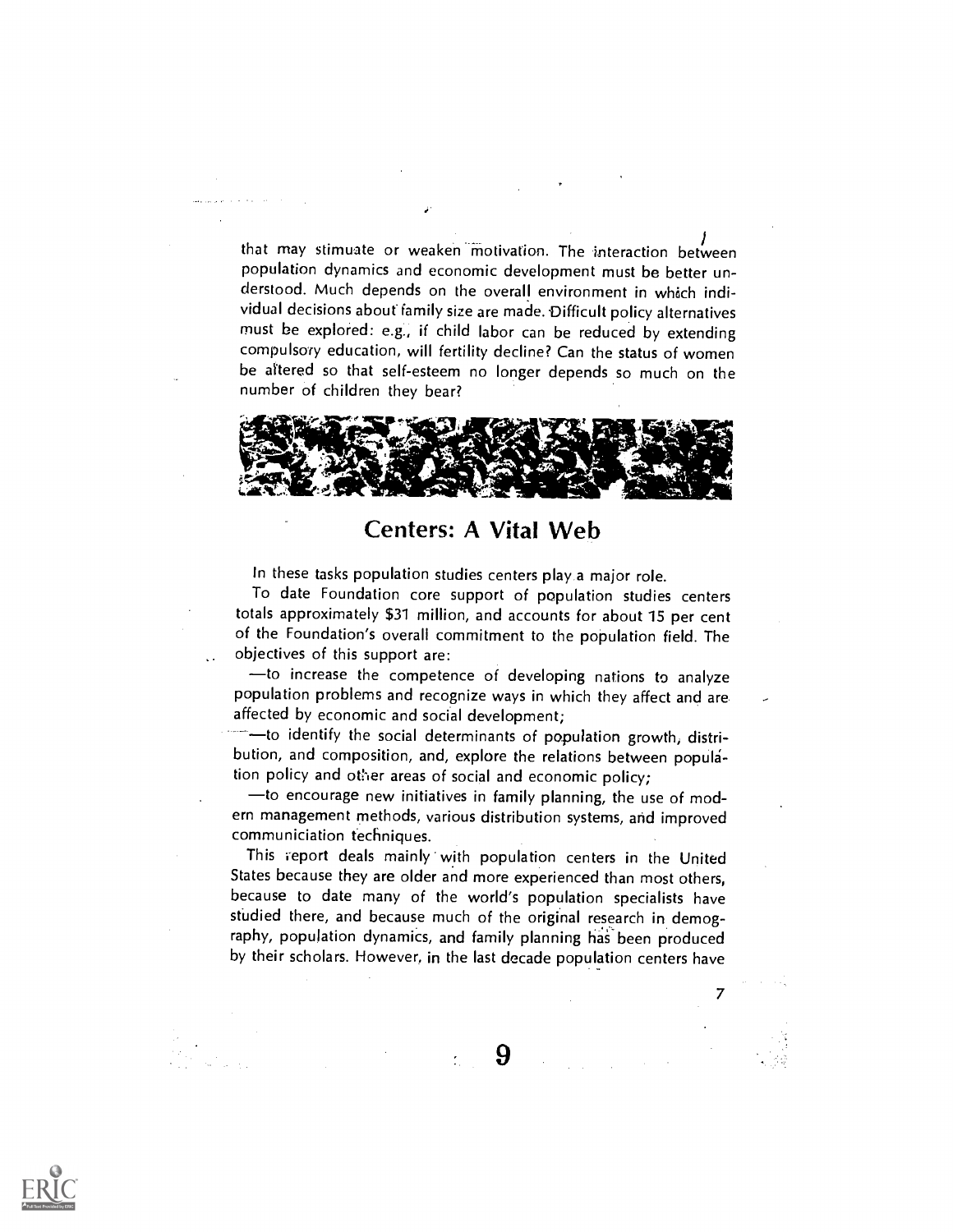that may stimuate or weaken motivation. The interaction between population dynamics and economic development must be better understood. Much depends on the overall environment in which individual decisions about family size are made. Difficult policy alternatives must be explored: e.g., if child labor can be reduced by extending compulsory education, will fertility decline? Can the status of women be altered so that self-esteem no longer depends so much on the number of children they bear?

## Centers: A Vital Web

In these tasks population studies centers play a major role.

To date Foundation core support of population studies centers totals approximately $31 million, and accounts for about 15 per cent of the Foundation's overall commitment to the population field. The objectives of this support are:

—to increase the competence of developing nations to analyze population problems and recognize ways in which they affect and are affected by economic and social development;

—to identify the social determinants of population growth, distribution, and composition, and, explore the relations between population policy and other areas of social and economic policy;

—to encourage new initiatives in family planning, the use of modern management methods, various distribution systems, and improved communiciation techniques.

This report deals mainly with population centers in the United States because they are older and more experienced than most others, because to date many of the world's population specialists have studied there, and because much of the original research in demography, population dynamics, and family planning has been produced by their scholars. However, in the last decade population centers have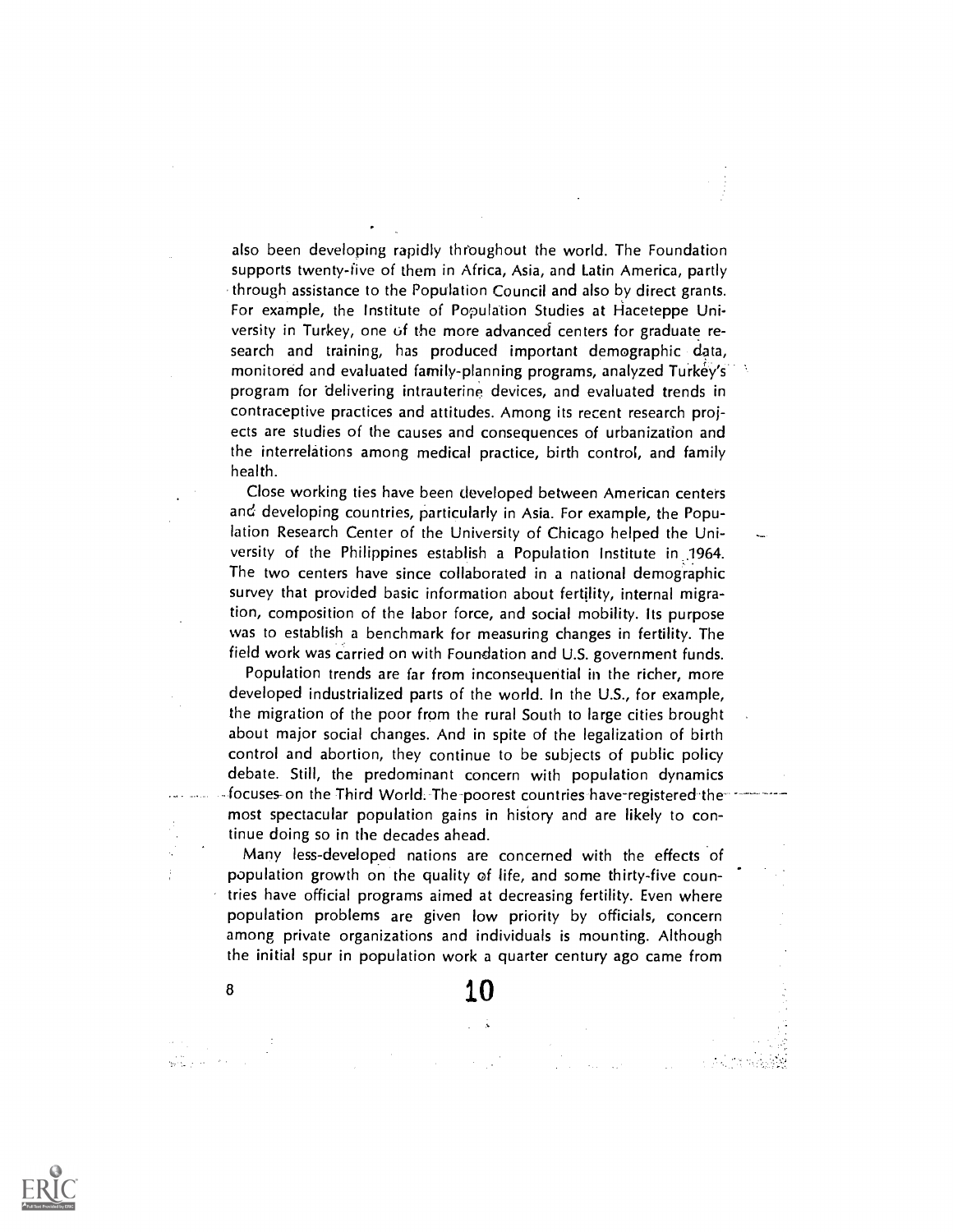also been developing rapidly throughout the world. The Foundation supports twenty-five of them in Africa, Asia, and Latin America, partly through assistance to the Population Council and also by direct grants. For example, the Institute of Population Studies at Haceteppe University in Turkey, one of the more advanced centers for graduate research and training, has produced important demographic data, monitored and evaluated family-planning programs, analyzed Turkey's program for delivering intrauterine devices, and evaluated trends in contraceptive practices and attitudes. Among its recent research projects are studies of the causes and consequences of urbanization and the interrelations among medical practice, birth control, and family health.

Close working ties have been developed between American centers and developing countries, particularly in Asia. For example, the Population Research Center of the University of Chicago helped the University of the Philippines establish a Population Institute in 1964. The two centers have since collaborated in a national demographic survey that provided basic information about fertility, internal migration, composition of the labor force, and social mobility. Its purpose was to establish a benchmark for measuring changes in fertility. The field work was carried on with Foundation and U.S. government funds.

Population trends are far from inconsequential in the richer, more developed industrialized parts of the world. In the U.S., for example, the migration of the poor from the rural South to large cities brought about major social changes. And in spite of the legalization of birth control and abortion, they continue to be subjects of public policy debate. Still, the predominant concern with population dynamics focuses on the Third World. The poorest countries have registered the most spectacular population gains in history and are likely to continue doing so in the decades ahead.

Many less-developed nations are concerned with the effects of population growth on the quality of life, and some thirty-five countries have official programs aimed at decreasing fertility. Even where population problems are given low priority by officials, concern among private organizations and individuals is mounting. Although the initial spur in population work a quarter century ago came from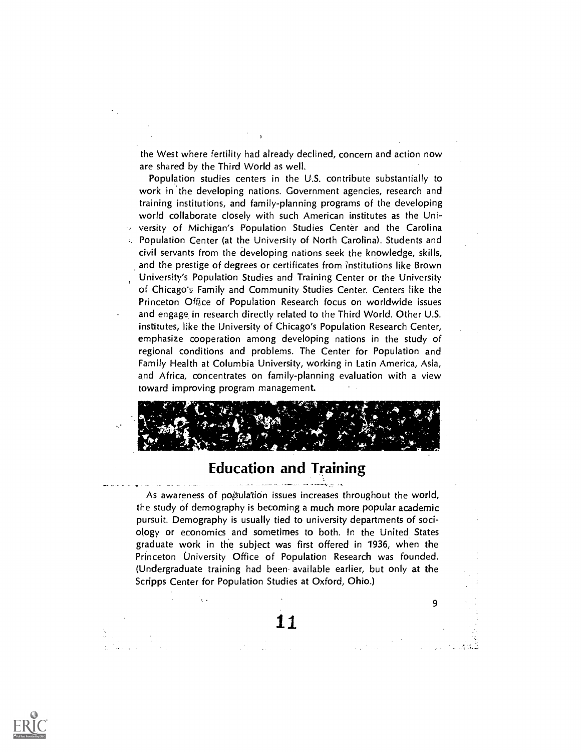the West where fertility had already declined, concern and action now are shared by the Third World as well.

Population studies centers in the U.S. contribute substantially to work in the developing nations. Government agencies, research and training institutions, and family-planning programs of the developing world collaborate closely with such American institutes as the University of Michigan's Population Studies Center and the Carolina Population Center (at the University of North Carolina). Students and civil servants from the developing nations seek the knowledge, skills, and the prestige of degrees or certificates from institutions like Brown University's Population Studies and Training Center or the University of Chicago's Family and Community Studies Center. Centers like the Princeton Office of Population Research focus on worldwide issues and engage in research directly related to the Third World. Other U.S. institutes, like the University of Chicago's Population Research Center, emphasize cooperation among developing nations in the study of regional conditions and problems. The Center for Population and Family Health at Columbia University, working in Latin America, Asia, and Africa, concentrates on family-planning evaluation with a view toward improving program management.

## Education and Training

As awareness of population issues increases throughout the world, the study of demography is becoming a much more popular academic pursuit. Demography is usually tied to university departments of sociology or economics and sometimes to both. In the United States graduate work in the subject was first offered in 1936, when the Princeton University Office of Population Research was founded. (Undergraduate training had been available earlier, but only at the Scripps Center for Population Studies at Oxford, Ohio.)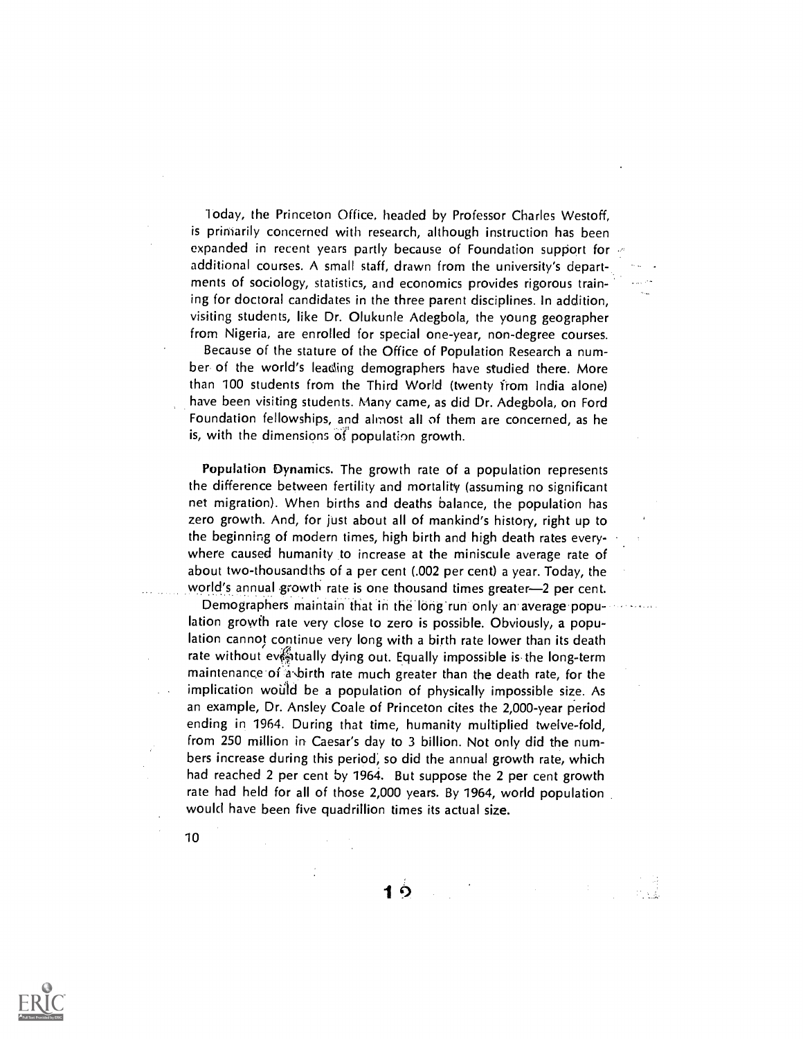Today, the Princeton Office, headed by Professor Charles Westoff, is primarily concerned with research, although instruction has been expanded in recent years partly because of Foundation support for additional courses. A small staff, drawn from the university's departments of sociology, statistics, and economics provides rigorous training for doctoral candidates in the three parent disciplines. In addition, visiting students, like Dr. Olukunle Adegbola, the young geographer from Nigeria, are enrolled for special one-year, non-degree courses.

Because of the stature of the Office of Population Research a number of the world's leading demographers have studied there. More than 100 students from the Third World (twenty from India alone) have been visiting students. Many came, as did Dr. Adegbola, on Ford Foundation fellowships, and almost all of them are concerned, as he is, with the dimensions of population growth.

**Population Dynamics.** The growth rate of a population represents the difference between fertility and mortality (assuming no significant net migration). When births and deaths balance, the population has zero growth. And, for just about all of mankind's history, right up to the beginning of modern times, high birth and high death rates everywhere caused humanity to increase at the miniscule average rate of about two-thousandths of a per cent (.002 per cent) a year. Today, the world's annual growth rate is one thousand times greater—2 per cent.

Demographers maintain that in the long run only an average population growth rate very close to zero is possible. Obviously, a population cannot continue very long with a birth rate lower than its death rate without eventually dying out. Equally impossible is the long-term maintenance of a birth rate much greater than the death rate, for the implication would be a population of physically impossible size. As an example, Dr. Ansley Coale of Princeton cites the 2,000-year period ending in 1964. During that time, humanity multiplied twelve-fold, from 250 million in Caesar's day to 3 billion. Not only did the numbers increase during this period, so did the annual growth rate, which had reached 2 per cent by 1964. But suppose the 2 per cent growth rate had held for all of those 2,000 years. By 1964, world population would have been five quadrillion times its actual size.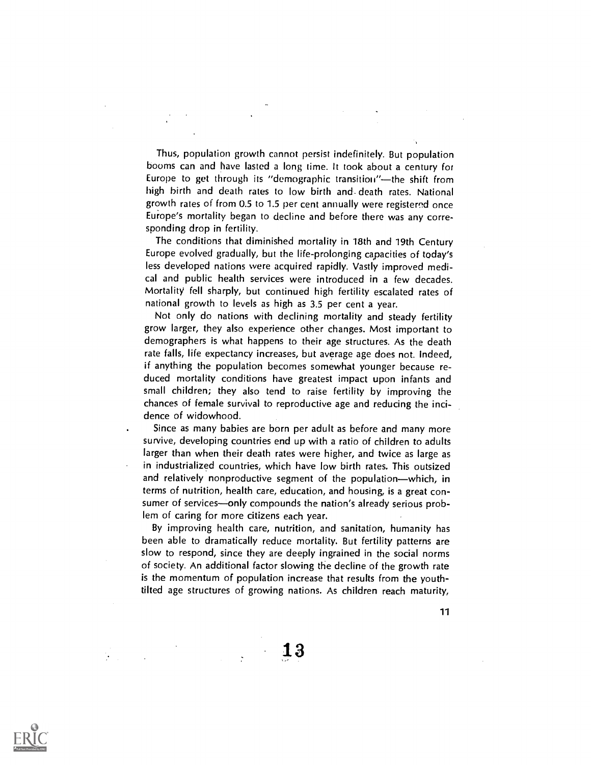Thus, population growth cannot persist indefinitely. But population booms can and have lasted a long time. It took about a century for Europe to get through its "demographic transition"—the shift from high birth and death rates to low birth and death rates. National growth rates of from 0.5 to 1.5 per cent annually were registered once Europe's mortality began to decline and before there was any corresponding drop in fertility.

The conditions that diminished mortality in 18th and 19th Century Europe evolved gradually, but the life-prolonging capacities of today's less developed nations were acquired rapidly. Vastly improved medical and public health services were introduced in a few decades. Mortality fell sharply, but continued high fertility escalated rates of national growth to levels as high as 3.5 per cent a year.

Not only do nations with declining mortality and steady fertility grow larger, they also experience other changes. Most important to demographers is what happens to their age structures. As the death rate falls, life expectancy increases, but average age does not. Indeed, if anything the population becomes somewhat younger because reduced mortality conditions have greatest impact upon infants and small children; they also tend to raise fertility by improving the chances of female survival to reproductive age and reducing the incidence of widowhood.

Since as many babies are born per adult as before and many more survive, developing countries end up with a ratio of children to adults larger than when their death rates were higher, and twice as large as in industrialized countries, which have low birth rates. This outsized and relatively nonproductive segment of the population—which, in terms of nutrition, health care, education, and housing, is a great consumer of services—only compounds the nation's already serious problem of caring for more citizens each year.

By improving health care, nutrition, and sanitation, humanity has been able to dramatically reduce mortality. But fertility patterns are slow to respond, since they are deeply ingrained in the social norms of society. An additional factor slowing the decline of the growth rate is the momentum of population increase that results from the youth-tilted age structures of growing nations. As children reach maturity,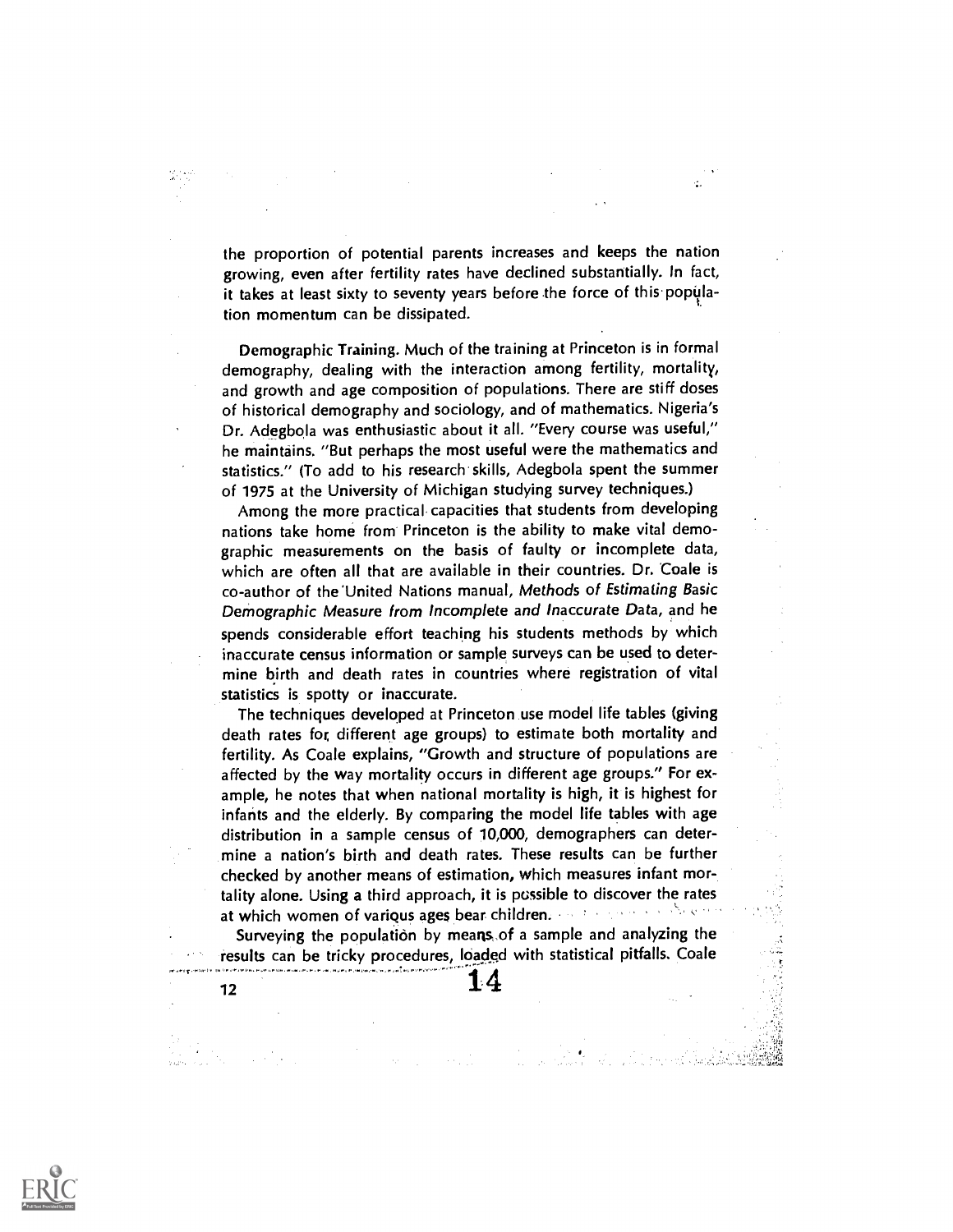the proportion of potential parents increases and keeps the nation growing, even after fertility rates have declined substantially. In fact, it takes at least sixty to seventy years before the force of this population momentum can be dissipated.

**Demographic Training.** Much of the training at Princeton is in formal demography, dealing with the interaction among fertility, mortality, and growth and age composition of populations. There are stiff doses of historical demography and sociology, and of mathematics. Nigeria's Dr. Adegbola was enthusiastic about it all. "Every course was useful," he maintains. "But perhaps the most useful were the mathematics and statistics." (To add to his research skills, Adegbola spent the summer of 1975 at the University of Michigan studying survey techniques.)

Among the more practical capacities that students from developing nations take home from Princeton is the ability to make vital demographic measurements on the basis of faulty or incomplete data, which are often all that are available in their countries. Dr. Coale is co-author of the United Nations manual, *Methods of Estimating Basic Demographic Measure from Incomplete and Inaccurate Data*, and he spends considerable effort teaching his students methods by which inaccurate census information or sample surveys can be used to determine birth and death rates in countries where registration of vital statistics is spotty or inaccurate.

The techniques developed at Princeton use model life tables (giving death rates for different age groups) to estimate both mortality and fertility. As Coale explains, "Growth and structure of populations are affected by the way mortality occurs in different age groups." For example, he notes that when national mortality is high, it is highest for infants and the elderly. By comparing the model life tables with age distribution in a sample census of 10,000, demographers can determine a nation's birth and death rates. These results can be further checked by another means of estimation, which measures infant mortality alone. Using a third approach, it is possible to discover the rates at which women of various ages bear children.

Surveying the population by means of a sample and analyzing the results can be tricky procedures, loaded with statistical pitfalls. Coale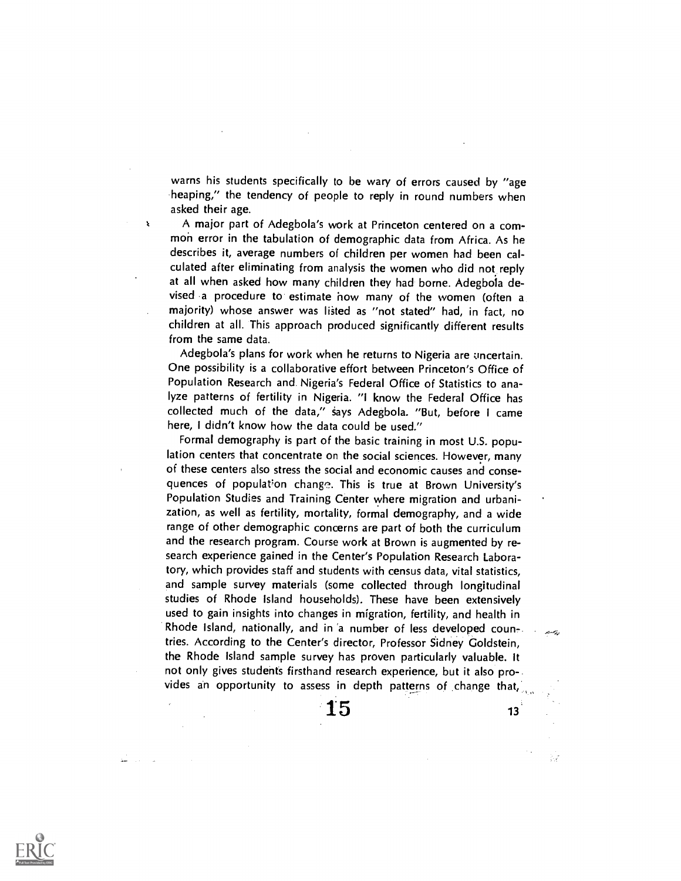warns his students specifically to be wary of errors caused by "age heaping," the tendency of people to reply in round numbers when asked their age.

A major part of Adegbola's work at Princeton centered on a common error in the tabulation of demographic data from Africa. As he describes it, average numbers of children per women had been calculated after eliminating from analysis the women who did not reply at all when asked how many children they had borne. Adegbola devised a procedure to estimate how many of the women (often a majority) whose answer was listed as "not stated" had, in fact, no children at all. This approach produced significantly different results from the same data.

Adegbola's plans for work when he returns to Nigeria are uncertain. One possibility is a collaborative effort between Princeton's Office of Population Research and Nigeria's Federal Office of Statistics to analyze patterns of fertility in Nigeria. "I know the Federal Office has collected much of the data," says Adegbola. "But, before I came here, I didn't know how the data could be used."

Formal demography is part of the basic training in most U.S. population centers that concentrate on the social sciences. However, many of these centers also stress the social and economic causes and consequences of population change. This is true at Brown University's Population Studies and Training Center where migration and urbanization, as well as fertility, mortality, formal demography, and a wide range of other demographic concerns are part of both the curriculum and the research program. Course work at Brown is augmented by research experience gained in the Center's Population Research Laboratory, which provides staff and students with census data, vital statistics, and sample survey materials (some collected through longitudinal studies of Rhode Island households). These have been extensively used to gain insights into changes in migration, fertility, and health in Rhode Island, nationally, and in a number of less developed countries. According to the Center's director, Professor Sidney Goldstein, the Rhode Island sample survey has proven particularly valuable. It not only gives students firsthand research experience, but it also provides an opportunity to assess in depth patterns of change that,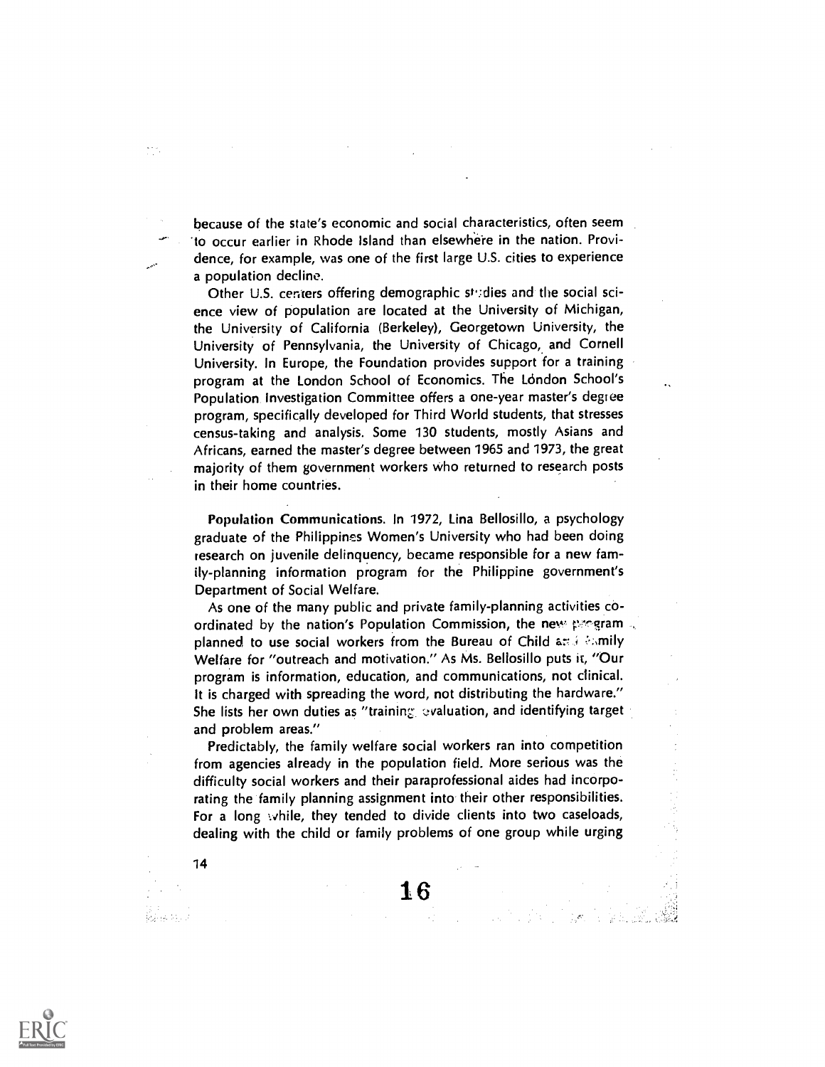because of the state's economic and social characteristics, often seem to occur earlier in Rhode Island than elsewhere in the nation. Providence, for example, was one of the first large U.S. cities to experience a population decline.

Other U.S. centers offering demographic studies and the social science view of population are located at the University of Michigan, the University of California (Berkeley), Georgetown University, the University of Pennsylvania, the University of Chicago, and Cornell University. In Europe, the Foundation provides support for a training program at the London School of Economics. The London School's Population Investigation Committee offers a one-year master's degree program, specifically developed for Third World students, that stresses census-taking and analysis. Some 130 students, mostly Asians and Africans, earned the master's degree between 1965 and 1973, the great majority of them government workers who returned to research posts in their home countries.

**Population Communications.** In 1972, Lina Bellosillo, a psychology graduate of the Philippines Women's University who had been doing research on juvenile delinquency, became responsible for a new family-planning information program for the Philippine government's Department of Social Welfare.

As one of the many public and private family-planning activities coordinated by the nation's Population Commission, the new program planned to use social workers from the Bureau of Child and Family Welfare for "outreach and motivation." As Ms. Bellosillo puts it, "Our program is information, education, and communications, not clinical. It is charged with spreading the word, not distributing the hardware." She lists her own duties as "training, evaluation, and identifying target and problem areas."

Predictably, the family welfare social workers ran into competition from agencies already in the population field. More serious was the difficulty social workers and their paraprofessional aides had incorporating the family planning assignment into their other responsibilities. For a long while, they tended to divide clients into two caseloads, dealing with the child or family problems of one group while urging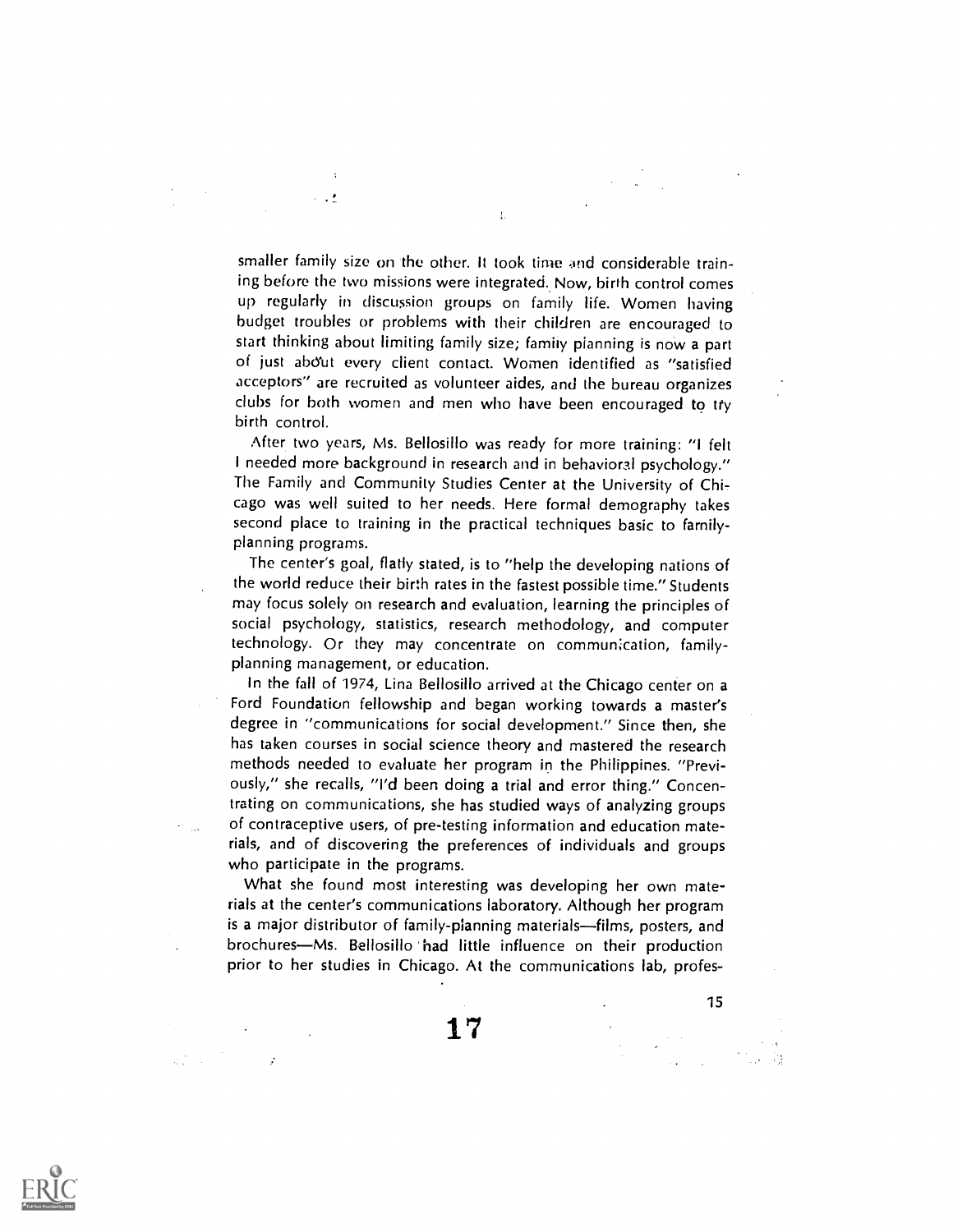smaller family size on the other. It took time and considerable training before the two missions were integrated. Now, birth control comes up regularly in discussion groups on family life. Women having budget troubles or problems with their children are encouraged to start thinking about limiting family size; family planning is now a part of just about every client contact. Women identified as "satisfied acceptors" are recruited as volunteer aides, and the bureau organizes clubs for both women and men who have been encouraged to try birth control.

After two years, Ms. Bellosillo was ready for more training: "I felt I needed more background in research and in behavioral psychology." The Family and Community Studies Center at the University of Chicago was well suited to her needs. Here formal demography takes second place to training in the practical techniques basic to family-planning programs.

The center's goal, flatly stated, is to "help the developing nations of the world reduce their birth rates in the fastest possible time." Students may focus solely on research and evaluation, learning the principles of social psychology, statistics, research methodology, and computer technology. Or they may concentrate on communication, family-planning management, or education.

In the fall of 1974, Lina Bellosillo arrived at the Chicago center on a Ford Foundation fellowship and began working towards a master's degree in "communications for social development." Since then, she has taken courses in social science theory and mastered the research methods needed to evaluate her program in the Philippines. "Previously," she recalls, "I'd been doing a trial and error thing." Concentrating on communications, she has studied ways of analyzing groups of contraceptive users, of pre-testing information and education materials, and of discovering the preferences of individuals and groups who participate in the programs.

What she found most interesting was developing her own materials at the center's communications laboratory. Although her program is a major distributor of family-planning materials—films, posters, and brochures—Ms. Bellosillo had little influence on their production prior to her studies in Chicago. At the communications lab, profes-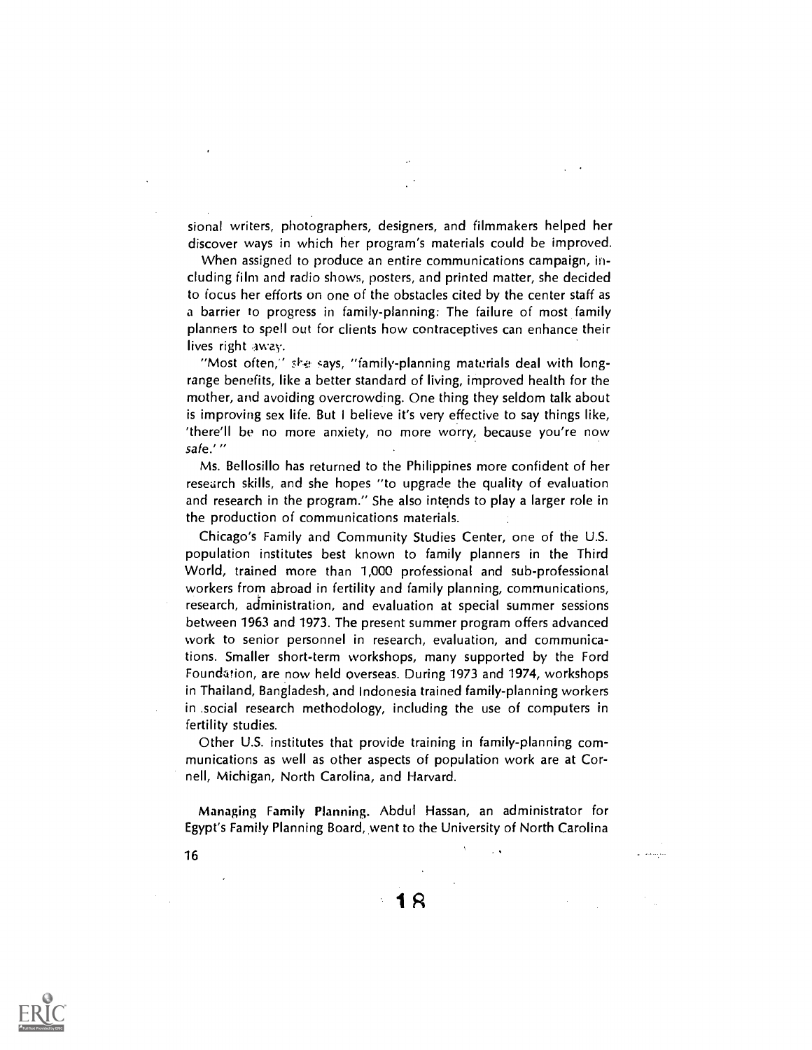sional writers, photographers, designers, and filmmakers helped her discover ways in which her program's materials could be improved.

When assigned to produce an entire communications campaign, including film and radio shows, posters, and printed matter, she decided to focus her efforts on one of the obstacles cited by the center staff as a barrier to progress in family-planning: The failure of most family planners to spell out for clients how contraceptives can enhance their lives right away.

"Most often," she says, "family-planning materials deal with long-range benefits, like a better standard of living, improved health for the mother, and avoiding overcrowding. One thing they seldom talk about is improving sex life. But I believe it's very effective to say things like, 'there'll be no more anxiety, no more worry, because you're now *safe*.' "

Ms. Bellosillo has returned to the Philippines more confident of her research skills, and she hopes "to upgrade the quality of evaluation and research in the program." She also intends to play a larger role in the production of communications materials.

Chicago's Family and Community Studies Center, one of the U.S. population institutes best known to family planners in the Third World, trained more than 1,000 professional and sub-professional workers from abroad in fertility and family planning, communications, research, administration, and evaluation at special summer sessions between 1963 and 1973. The present summer program offers advanced work to senior personnel in research, evaluation, and communications. Smaller short-term workshops, many supported by the Ford Foundation, are now held overseas. During 1973 and 1974, workshops in Thailand, Bangladesh, and Indonesia trained family-planning workers in social research methodology, including the use of computers in fertility studies.

Other U.S. institutes that provide training in family-planning communications as well as other aspects of population work are at Cornell, Michigan, North Carolina, and Harvard.

**Managing Family Planning.** Abdul Hassan, an administrator for Egypt's Family Planning Board, went to the University of North Carolina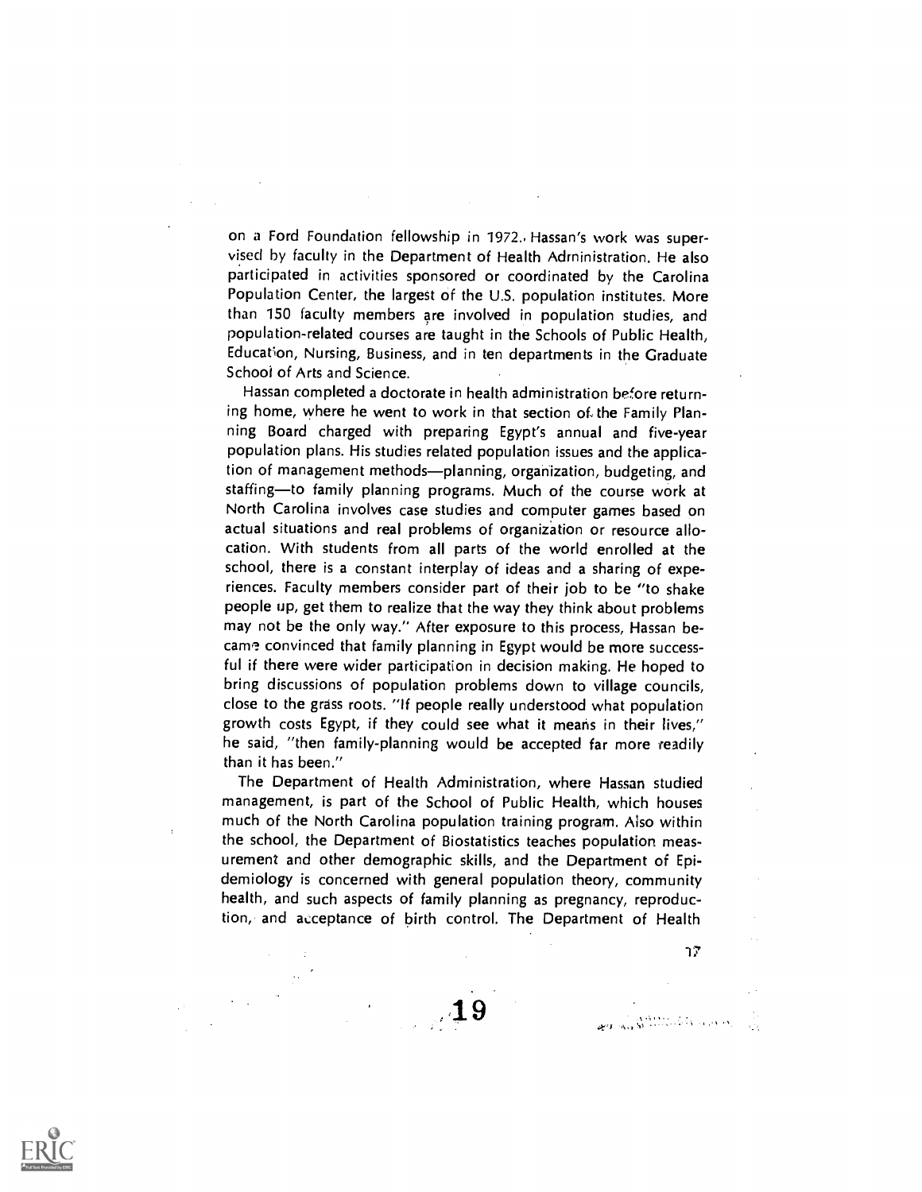on a Ford Foundation fellowship in 1972. Hassan's work was supervised by faculty in the Department of Health Administration. He also participated in activities sponsored or coordinated by the Carolina Population Center, the largest of the U.S. population institutes. More than 150 faculty members are involved in population studies, and population-related courses are taught in the Schools of Public Health, Education, Nursing, Business, and in ten departments in the Graduate School of Arts and Science.

Hassan completed a doctorate in health administration before returning home, where he went to work in that section of the Family Planning Board charged with preparing Egypt's annual and five-year population plans. His studies related population issues and the application of management methods—planning, organization, budgeting, and staffing—to family planning programs. Much of the course work at North Carolina involves case studies and computer games based on actual situations and real problems of organization or resource allocation. With students from all parts of the world enrolled at the school, there is a constant interplay of ideas and a sharing of experiences. Faculty members consider part of their job to be "to shake people up, get them to realize that the way they think about problems may not be the only way." After exposure to this process, Hassan became convinced that family planning in Egypt would be more successful if there were wider participation in decision making. He hoped to bring discussions of population problems down to village councils, close to the grass roots. "If people really understood what population growth costs Egypt, if they could see what it means in their lives," he said, "then family-planning would be accepted far more readily than it has been."

The Department of Health Administration, where Hassan studied management, is part of the School of Public Health, which houses much of the North Carolina population training program. Also within the school, the Department of Biostatistics teaches population measurement and other demographic skills, and the Department of Epidemiology is concerned with general population theory, community health, and such aspects of family planning as pregnancy, reproduction, and acceptance of birth control. The Department of Health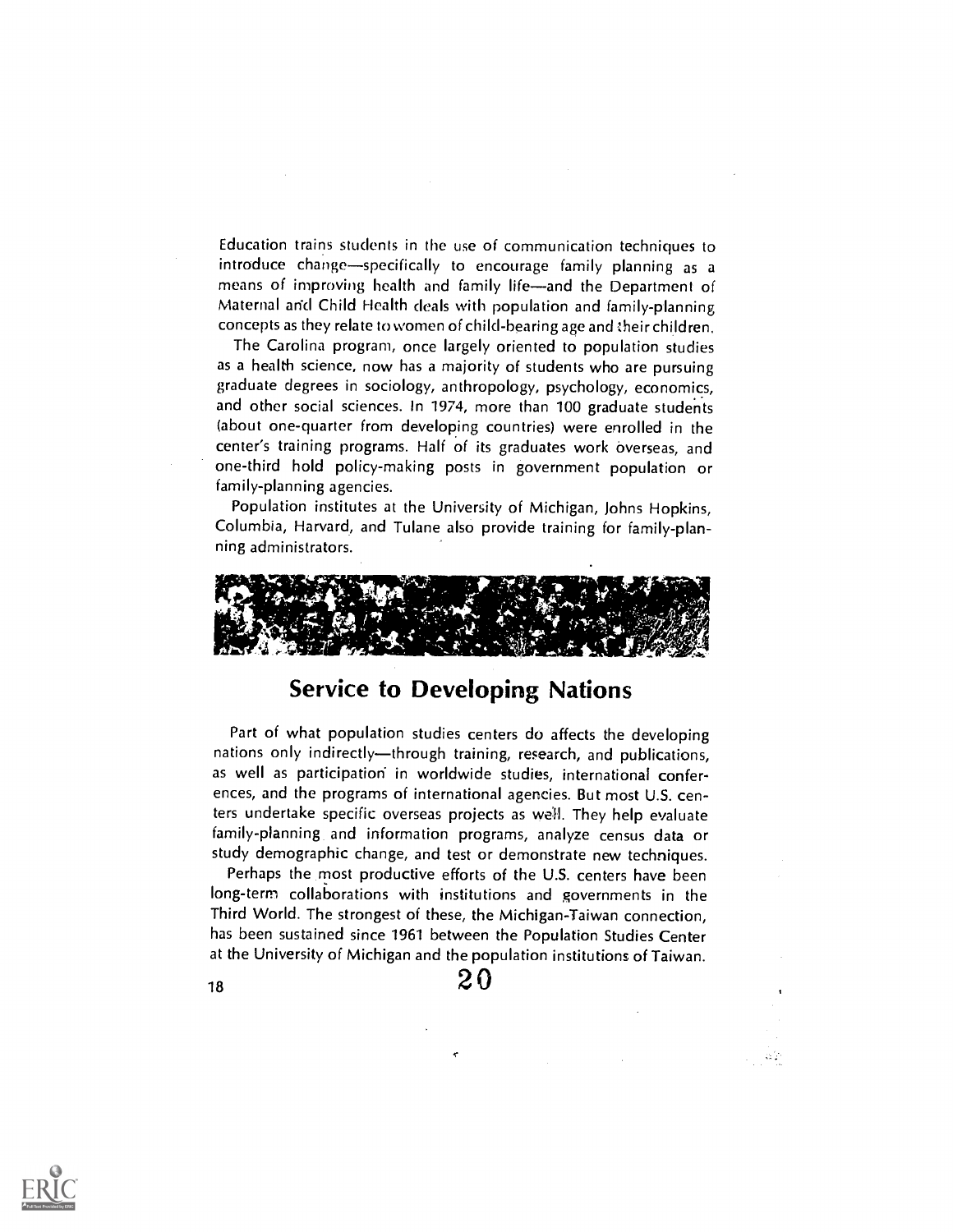Education trains students in the use of communication techniques to introduce change—specifically to encourage family planning as a means of improving health and family life—and the Department of Maternal and Child Health deals with population and family-planning concepts as they relate to women of child-bearing age and their children.

The Carolina program, once largely oriented to population studies as a health science, now has a majority of students who are pursuing graduate degrees in sociology, anthropology, psychology, economics, and other social sciences. In 1974, more than 100 graduate students (about one-quarter from developing countries) were enrolled in the center's training programs. Half of its graduates work overseas, and one-third hold policy-making posts in government population or family-planning agencies.

Population institutes at the University of Michigan, Johns Hopkins, Columbia, Harvard, and Tulane also provide training for family-planning administrators.

## Service to Developing Nations

Part of what population studies centers do affects the developing nations only indirectly—through training, research, and publications, as well as participation in worldwide studies, international conferences, and the programs of international agencies. But most U.S. centers undertake specific overseas projects as well. They help evaluate family-planning and information programs, analyze census data or study demographic change, and test or demonstrate new techniques.

Perhaps the most productive efforts of the U.S. centers have been long-term collaborations with institutions and governments in the Third World. The strongest of these, the Michigan-Taiwan connection, has been sustained since 1961 between the Population Studies Center at the University of Michigan and the population institutions of Taiwan.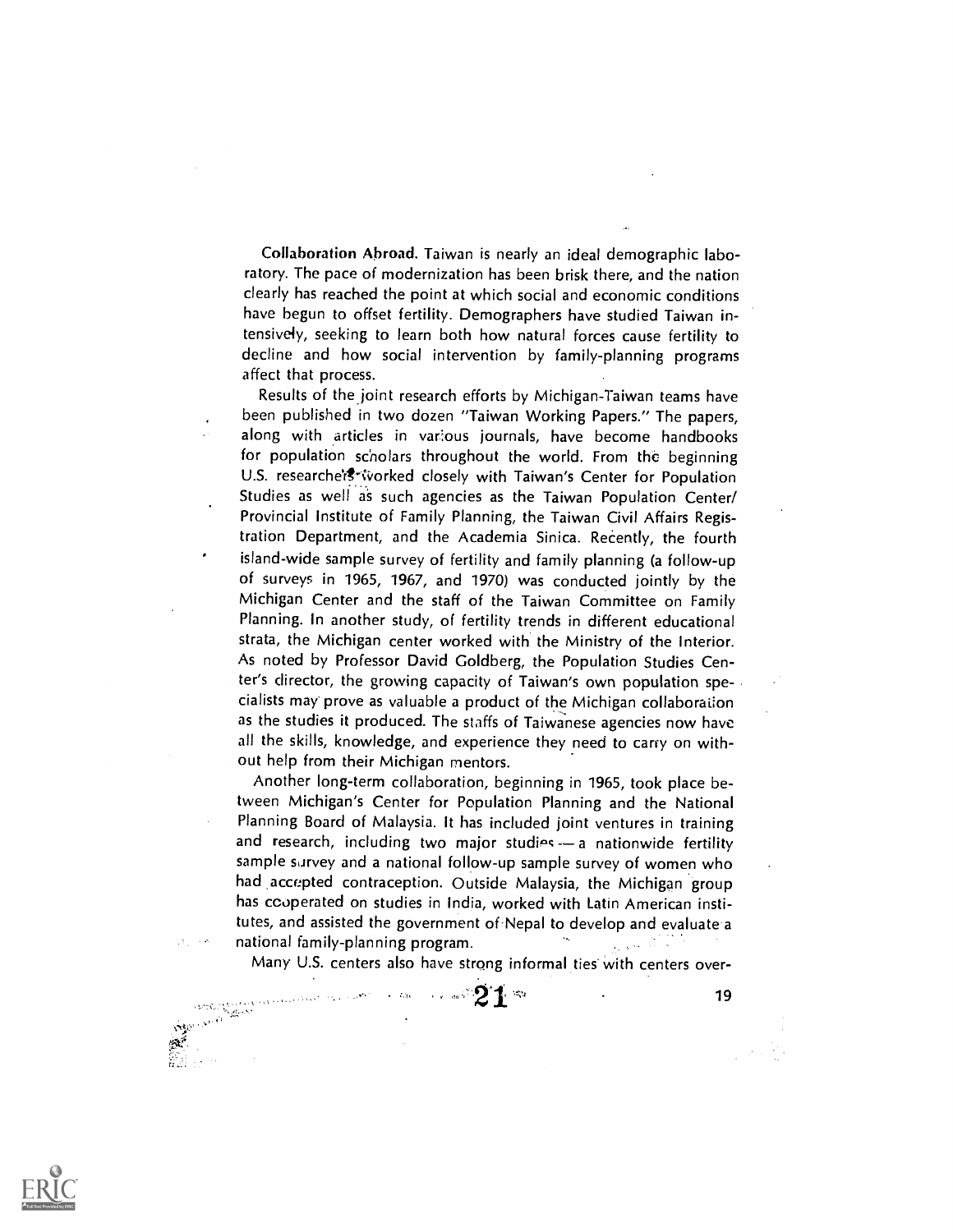**Collaboration Abroad.** Taiwan is nearly an ideal demographic laboratory. The pace of modernization has been brisk there, and the nation clearly has reached the point at which social and economic conditions have begun to offset fertility. Demographers have studied Taiwan intensively, seeking to learn both how natural forces cause fertility to decline and how social intervention by family-planning programs affect that process.

Results of the joint research efforts by Michigan-Taiwan teams have been published in two dozen "Taiwan Working Papers." The papers, along with articles in various journals, have become handbooks for population scholars throughout the world. From the beginning U.S. researchers worked closely with Taiwan's Center for Population Studies as well as such agencies as the Taiwan Population Center/ Provincial Institute of Family Planning, the Taiwan Civil Affairs Registration Department, and the Academia Sinica. Recently, the fourth island-wide sample survey of fertility and family planning (a follow-up of surveys in 1965, 1967, and 1970) was conducted jointly by the Michigan Center and the staff of the Taiwan Committee on Family Planning. In another study, of fertility trends in different educational strata, the Michigan center worked with the Ministry of the Interior. As noted by Professor David Goldberg, the Population Studies Center's director, the growing capacity of Taiwan's own population specialists may prove as valuable a product of the Michigan collaboration as the studies it produced. The staffs of Taiwanese agencies now have all the skills, knowledge, and experience they need to carry on without help from their Michigan mentors.

Another long-term collaboration, beginning in 1965, took place between Michigan's Center for Population Planning and the National Planning Board of Malaysia. It has included joint ventures in training and research, including two major studies — a nationwide fertility sample survey and a national follow-up sample survey of women who had accepted contraception. Outside Malaysia, the Michigan group has cooperated on studies in India, worked with Latin American institutes, and assisted the government of Nepal to develop and evaluate a national family-planning program.

Many U.S. centers also have strong informal ties with centers over-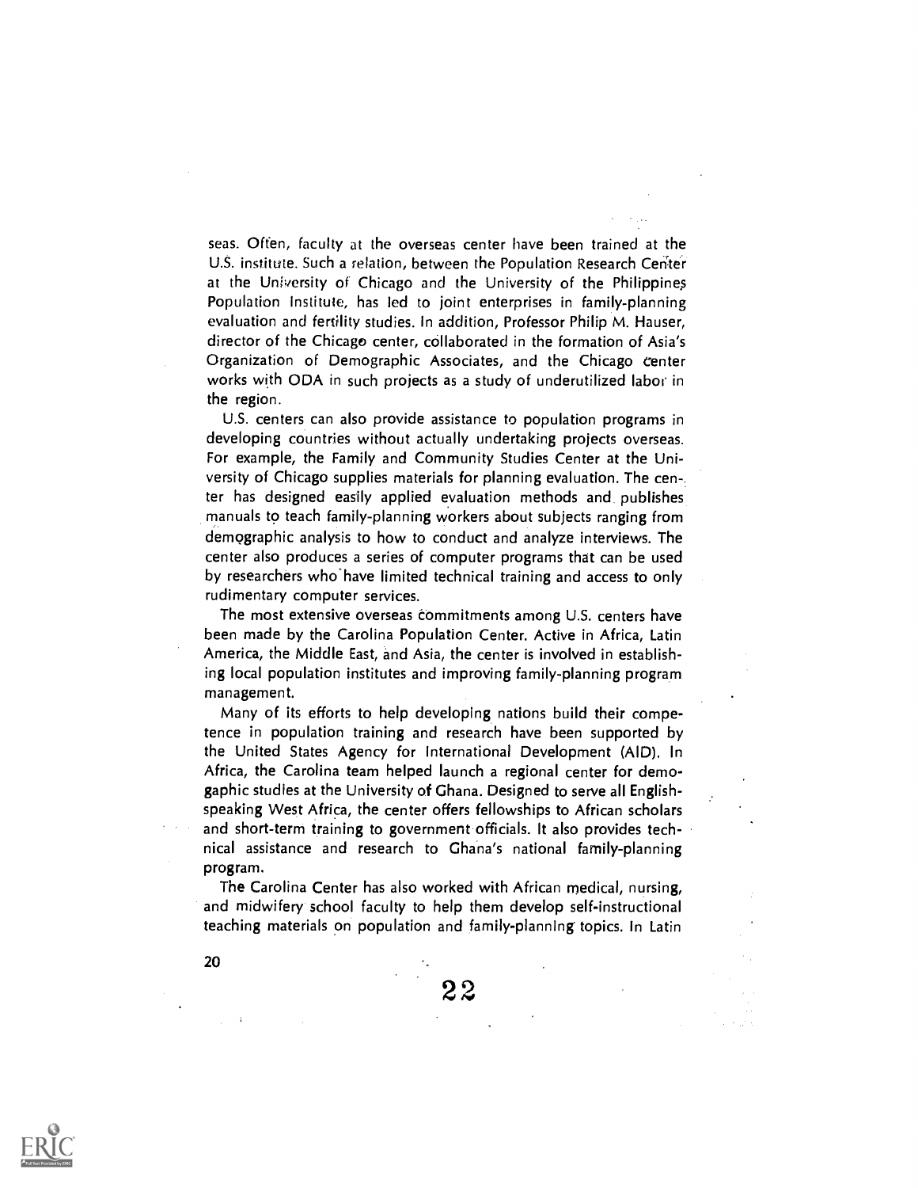seas. Often, faculty at the overseas center have been trained at the U.S. institute. Such a relation, between the Population Research Center at the University of Chicago and the University of the Philippines Population Institute, has led to joint enterprises in family-planning evaluation and fertility studies. In addition, Professor Philip M. Hauser, director of the Chicago center, collaborated in the formation of Asia's Organization of Demographic Associates, and the Chicago center works with ODA in such projects as a study of underutilized labor in the region.

U.S. centers can also provide assistance to population programs in developing countries without actually undertaking projects overseas. For example, the Family and Community Studies Center at the University of Chicago supplies materials for planning evaluation. The center has designed easily applied evaluation methods and publishes manuals to teach family-planning workers about subjects ranging from demographic analysis to how to conduct and analyze interviews. The center also produces a series of computer programs that can be used by researchers who have limited technical training and access to only rudimentary computer services.

The most extensive overseas commitments among U.S. centers have been made by the Carolina Population Center. Active in Africa, Latin America, the Middle East, and Asia, the center is involved in establishing local population institutes and improving family-planning program management.

Many of its efforts to help developing nations build their competence in population training and research have been supported by the United States Agency for International Development (AID). In Africa, the Carolina team helped launch a regional center for demogaphic studies at the University of Ghana. Designed to serve all English-speaking West Africa, the center offers fellowships to African scholars and short-term training to government officials. It also provides technical assistance and research to Ghana's national family-planning program.

The Carolina Center has also worked with African medical, nursing, and midwifery school faculty to help them develop self-instructional teaching materials on population and family-planning topics. In Latin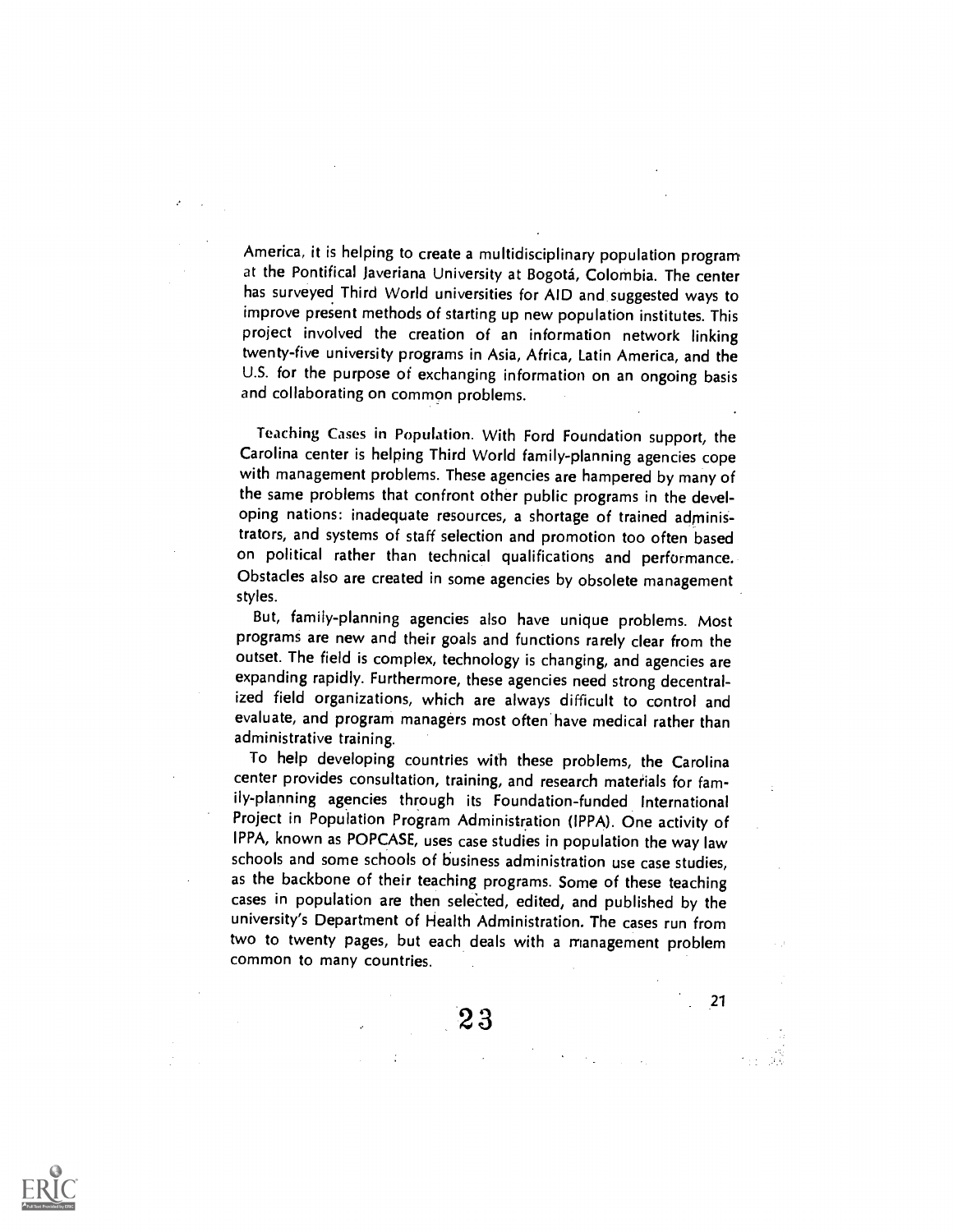America, it is helping to create a multidisciplinary population program at the Pontifical Javeriana University at Bogotá, Colombia. The center has surveyed Third World universities for AID and suggested ways to improve present methods of starting up new population institutes. This project involved the creation of an information network linking twenty-five university programs in Asia, Africa, Latin America, and the U.S. for the purpose of exchanging information on an ongoing basis and collaborating on common problems.

**Teaching Cases in Population.** With Ford Foundation support, the Carolina center is helping Third World family-planning agencies cope with management problems. These agencies are hampered by many of the same problems that confront other public programs in the developing nations: inadequate resources, a shortage of trained administrators, and systems of staff selection and promotion too often based on political rather than technical qualifications and performance. Obstacles also are created in some agencies by obsolete management styles.

But, family-planning agencies also have unique problems. Most programs are new and their goals and functions rarely clear from the outset. The field is complex, technology is changing, and agencies are expanding rapidly. Furthermore, these agencies need strong decentralized field organizations, which are always difficult to control and evaluate, and program managers most often have medical rather than administrative training.

To help developing countries with these problems, the Carolina center provides consultation, training, and research materials for family-planning agencies through its Foundation-funded International Project in Population Program Administration (IPPA). One activity of IPPA, known as POPCASE, uses case studies in population the way law schools and some schools of business administration use case studies, as the backbone of their teaching programs. Some of these teaching cases in population are then selected, edited, and published by the university's Department of Health Administration. The cases run from two to twenty pages, but each deals with a management problem common to many countries.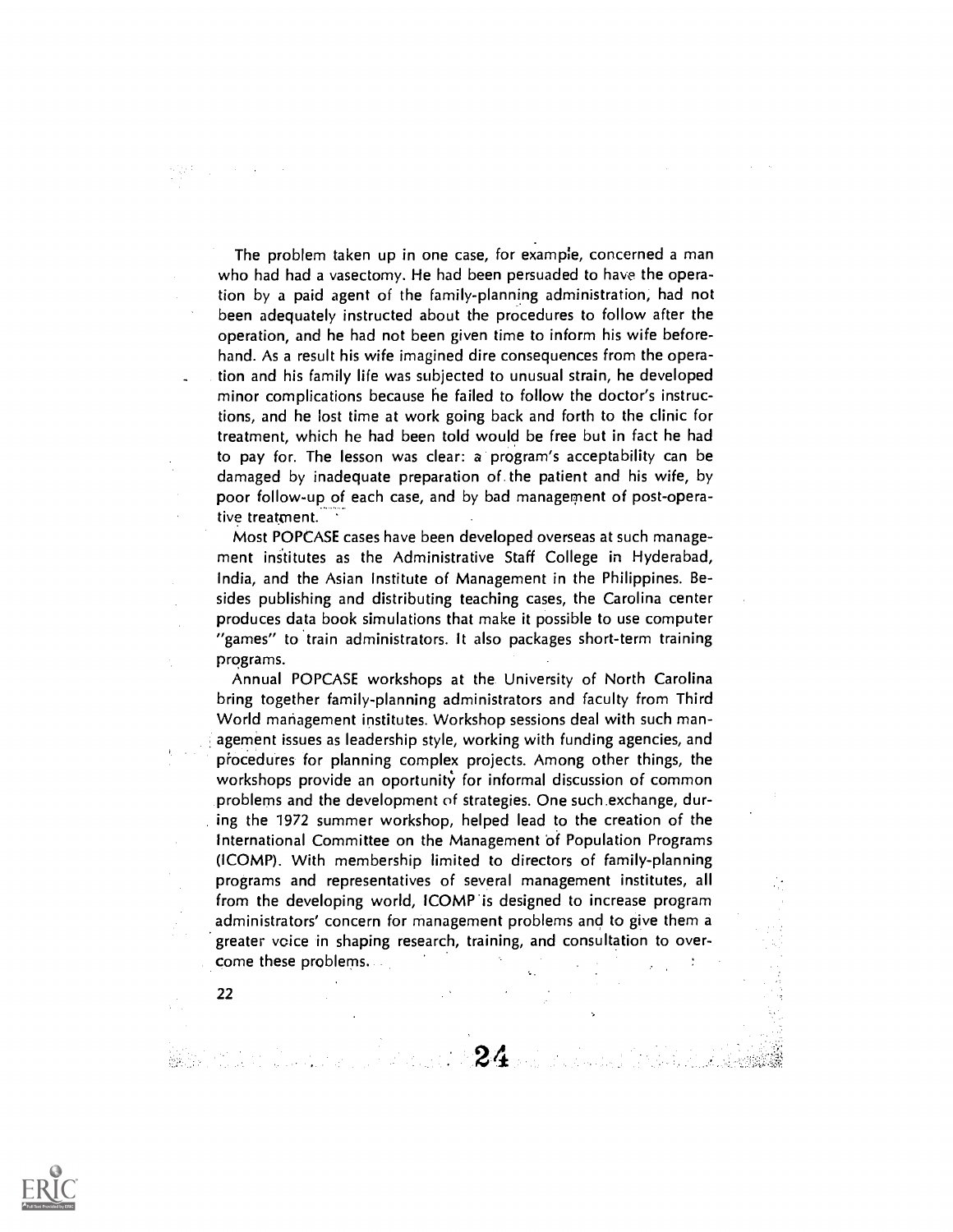The problem taken up in one case, for example, concerned a man who had had a vasectomy. He had been persuaded to have the operation by a paid agent of the family-planning administration, had not been adequately instructed about the procedures to follow after the operation, and he had not been given time to inform his wife beforehand. As a result his wife imagined dire consequences from the operation and his family life was subjected to unusual strain, he developed minor complications because he failed to follow the doctor's instructions, and he lost time at work going back and forth to the clinic for treatment, which he had been told would be free but in fact he had to pay for. The lesson was clear: a program's acceptability can be damaged by inadequate preparation of the patient and his wife, by poor follow-up of each case, and by bad management of post-operative treatment.

Most POPCASE cases have been developed overseas at such management institutes as the Administrative Staff College in Hyderabad, India, and the Asian Institute of Management in the Philippines. Besides publishing and distributing teaching cases, the Carolina center produces data book simulations that make it possible to use computer "games" to train administrators. It also packages short-term training programs.

Annual POPCASE workshops at the University of North Carolina bring together family-planning administrators and faculty from Third World management institutes. Workshop sessions deal with such management issues as leadership style, working with funding agencies, and procedures for planning complex projects. Among other things, the workshops provide an oportunity for informal discussion of common problems and the development of strategies. One such exchange, during the 1972 summer workshop, helped lead to the creation of the International Committee on the Management of Population Programs (ICOMP). With membership limited to directors of family-planning programs and representatives of several management institutes, all from the developing world, ICOMP is designed to increase program administrators' concern for management problems and to give them a greater voice in shaping research, training, and consultation to overcome these problems.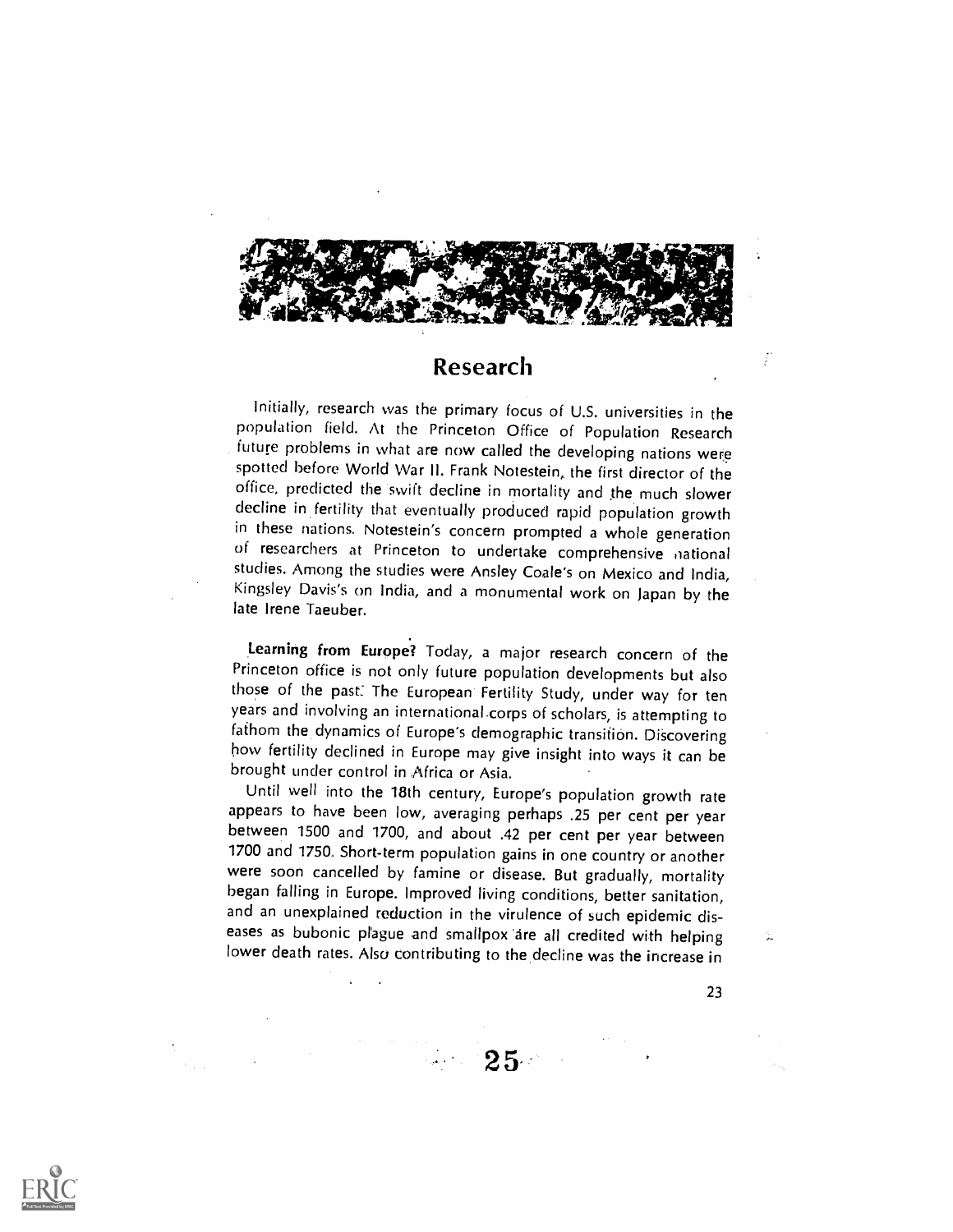## Research

Initially, research was the primary focus of U.S. universities in the population field. At the Princeton Office of Population Research future problems in what are now called the developing nations were spotted before World War II. Frank Notestein, the first director of the office, predicted the swift decline in mortality and the much slower decline in fertility that eventually produced rapid population growth in these nations. Notestein's concern prompted a whole generation of researchers at Princeton to undertake comprehensive national studies. Among the studies were Ansley Coale's on Mexico and India, Kingsley Davis's on India, and a monumental work on Japan by the late Irene Taeuber.

**Learning from Europe?** Today, a major research concern of the Princeton office is not only future population developments but also those of the past. The European Fertility Study, under way for ten years and involving an international corps of scholars, is attempting to fathom the dynamics of Europe's demographic transition. Discovering how fertility declined in Europe may give insight into ways it can be brought under control in Africa or Asia.

Until well into the 18th century, Europe's population growth rate appears to have been low, averaging perhaps .25 per cent per year between 1500 and 1700, and about .42 per cent per year between 1700 and 1750. Short-term population gains in one country or another were soon cancelled by famine or disease. But gradually, mortality began falling in Europe. Improved living conditions, better sanitation, and an unexplained reduction in the virulence of such epidemic diseases as bubonic plague and smallpox are all credited with helping lower death rates. Also contributing to the decline was the increase in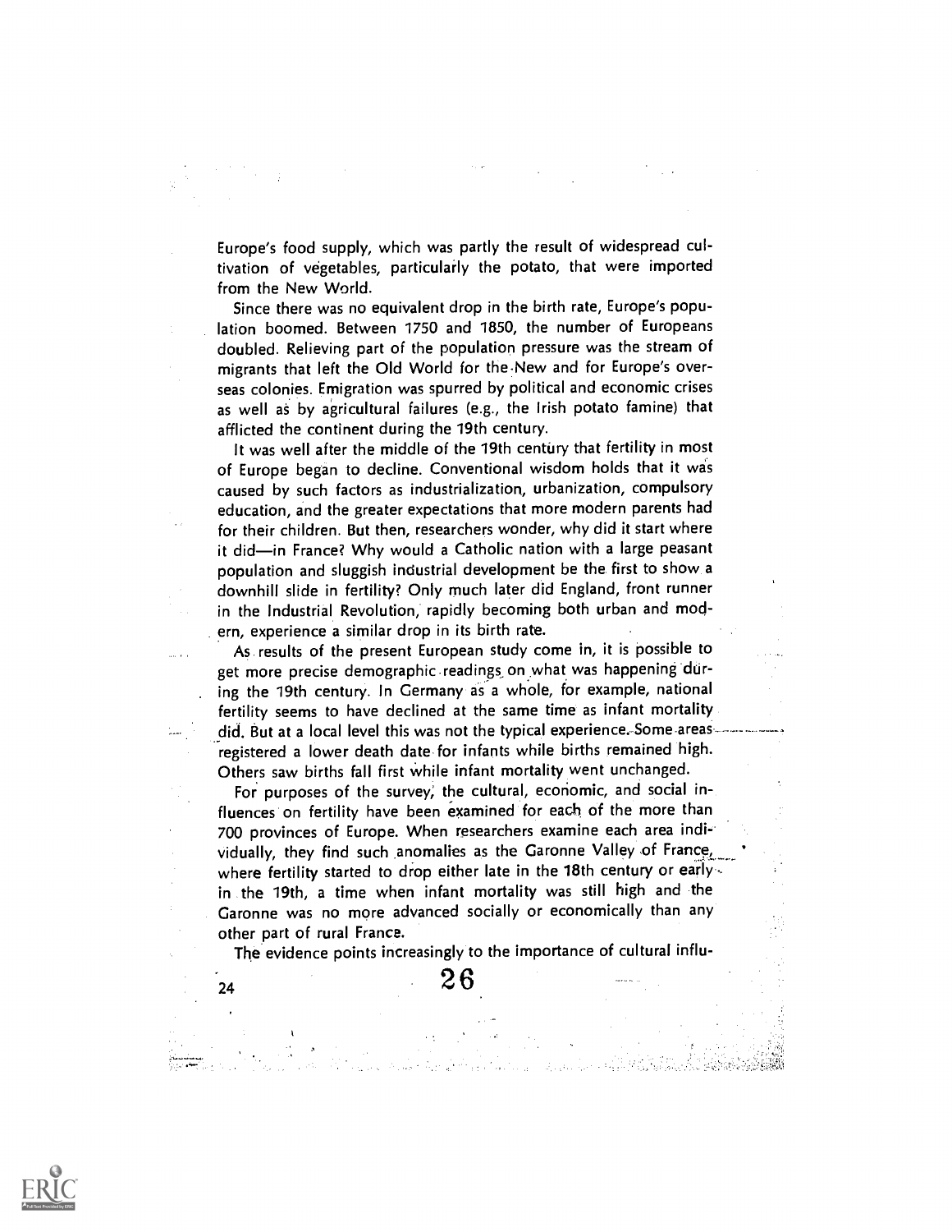Europe's food supply, which was partly the result of widespread cultivation of vegetables, particularly the potato, that were imported from the New World.

Since there was no equivalent drop in the birth rate, Europe's population boomed. Between 1750 and 1850, the number of Europeans doubled. Relieving part of the population pressure was the stream of migrants that left the Old World for the New and for Europe's overseas colonies. Emigration was spurred by political and economic crises as well as by agricultural failures (e.g., the Irish potato famine) that afflicted the continent during the 19th century.

It was well after the middle of the 19th century that fertility in most of Europe began to decline. Conventional wisdom holds that it was caused by such factors as industrialization, urbanization, compulsory education, and the greater expectations that more modern parents had for their children. But then, researchers wonder, why did it start where it did—in France? Why would a Catholic nation with a large peasant population and sluggish industrial development be the first to show a downhill slide in fertility? Only much later did England, front runner in the Industrial Revolution, rapidly becoming both urban and modern, experience a similar drop in its birth rate.

As results of the present European study come in, it is possible to get more precise demographic readings on what was happening during the 19th century. In Germany as a whole, for example, national fertility seems to have declined at the same time as infant mortality did. But at a local level this was not the typical experience. Some areas registered a lower death date for infants while births remained high. Others saw births fall first while infant mortality went unchanged.

For purposes of the survey, the cultural, economic, and social influences on fertility have been examined for each of the more than 700 provinces of Europe. When researchers examine each area individually, they find such anomalies as the Garonne Valley of France, where fertility started to drop either late in the 18th century or early in the 19th, a time when infant mortality was still high and the Garonne was no more advanced socially or economically than any other part of rural France.

The evidence points increasingly to the importance of cultural influ-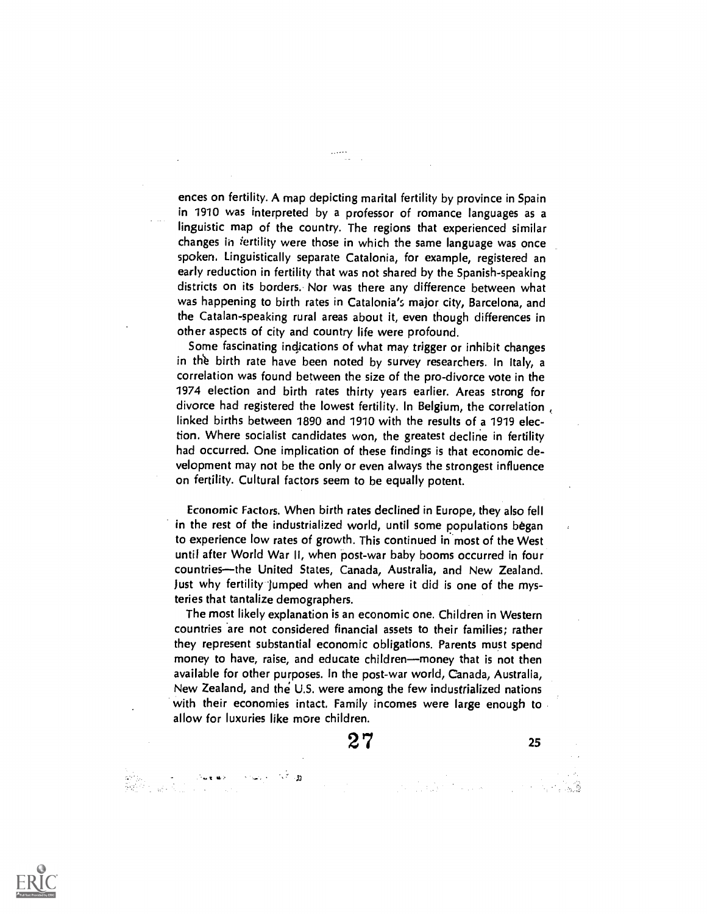ences on fertility. A map depicting marital fertility by province in Spain in 1910 was interpreted by a professor of romance languages as a linguistic map of the country. The regions that experienced similar changes in fertility were those in which the same language was once spoken. Linguistically separate Catalonia, for example, registered an early reduction in fertility that was not shared by the Spanish-speaking districts on its borders. Nor was there any difference between what was happening to birth rates in Catalonia's major city, Barcelona, and the Catalan-speaking rural areas about it, even though differences in other aspects of city and country life were profound.

Some fascinating indications of what may trigger or inhibit changes in the birth rate have been noted by survey researchers. In Italy, a correlation was found between the size of the pro-divorce vote in the 1974 election and birth rates thirty years earlier. Areas strong for divorce had registered the lowest fertility. In Belgium, the correlation linked births between 1890 and 1910 with the results of a 1919 election. Where socialist candidates won, the greatest decline in fertility had occurred. One implication of these findings is that economic development may not be the only or even always the strongest influence on fertility. Cultural factors seem to be equally potent.

Economic Factors. When birth rates declined in Europe, they also fell in the rest of the industrialized world, until some populations began to experience low rates of growth. This continued in most of the West until after World War II, when post-war baby booms occurred in four countries—the United States, Canada, Australia, and New Zealand. Just why fertility jumped when and where it did is one of the mysteries that tantalize demographers.

The most likely explanation is an economic one. Children in Western countries are not considered financial assets to their families; rather they represent substantial economic obligations. Parents must spend money to have, raise, and educate children—money that is not then available for other purposes. In the post-war world, Canada, Australia, New Zealand, and the U.S. were among the few industrialized nations with their economies intact. Family incomes were large enough to allow for luxuries like more children.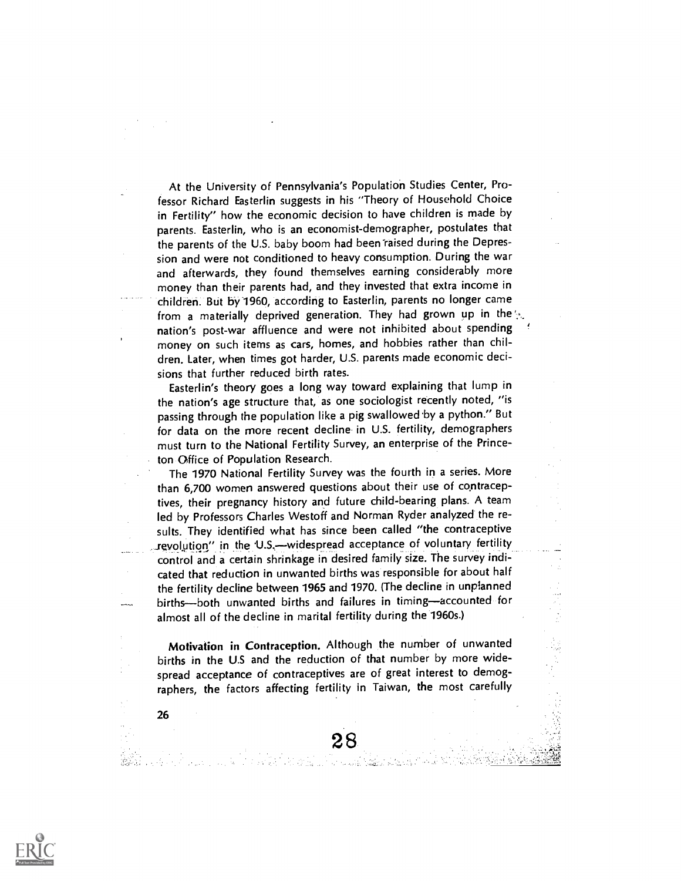At the University of Pennsylvania's Population Studies Center, Professor Richard Easterlin suggests in his "Theory of Household Choice in Fertility" how the economic decision to have children is made by parents. Easterlin, who is an economist-demographer, postulates that the parents of the U.S. baby boom had been raised during the Depression and were not conditioned to heavy consumption. During the war and afterwards, they found themselves earning considerably more money than their parents had, and they invested that extra income in children. But by 1960, according to Easterlin, parents no longer came from a materially deprived generation. They had grown up in the nation's post-war affluence and were not inhibited about spending money on such items as cars, homes, and hobbies rather than children. Later, when times got harder, U.S. parents made economic decisions that further reduced birth rates.

Easterlin's theory goes a long way toward explaining that lump in the nation's age structure that, as one sociologist recently noted, "is passing through the population like a pig swallowed by a python." But for data on the more recent decline in U.S. fertility, demographers must turn to the National Fertility Survey, an enterprise of the Princeton Office of Population Research.

The 1970 National Fertility Survey was the fourth in a series. More than 6,700 women answered questions about their use of contraceptives, their pregnancy history and future child-bearing plans. A team led by Professors Charles Westoff and Norman Ryder analyzed the results. They identified what has since been called "the contraceptive revolution" in the U.S.—widespread acceptance of voluntary fertility control and a certain shrinkage in desired family size. The survey indicated that reduction in unwanted births was responsible for about half the fertility decline between 1965 and 1970. (The decline in unplanned births—both unwanted births and failures in timing—accounted for almost all of the decline in marital fertility during the 1960s.)

**Motivation in Contraception.** Although the number of unwanted births in the U.S and the reduction of that number by more widespread acceptance of contraceptives are of great interest to demographers, the factors affecting fertility in Taiwan, the most carefully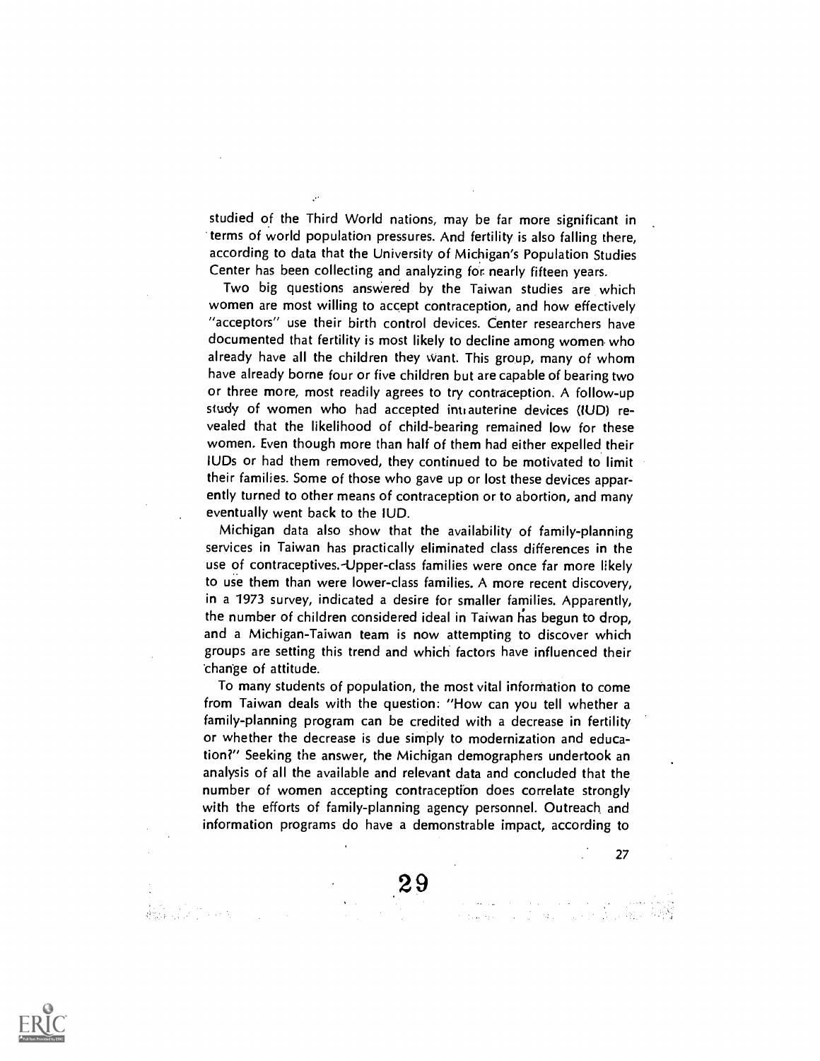studied of the Third World nations, may be far more significant in terms of world population pressures. And fertility is also falling there, according to data that the University of Michigan's Population Studies Center has been collecting and analyzing for nearly fifteen years.

Two big questions answered by the Taiwan studies are which women are most willing to accept contraception, and how effectively "acceptors" use their birth control devices. Center researchers have documented that fertility is most likely to decline among women who already have all the children they want. This group, many of whom have already borne four or five children but are capable of bearing two or three more, most readily agrees to try contraception. A follow-up study of women who had accepted intrauterine devices (IUD) revealed that the likelihood of child-bearing remained low for these women. Even though more than half of them had either expelled their IUDs or had them removed, they continued to be motivated to limit their families. Some of those who gave up or lost these devices apparently turned to other means of contraception or to abortion, and many eventually went back to the IUD.

Michigan data also show that the availability of family-planning services in Taiwan has practically eliminated class differences in the use of contraceptives. Upper-class families were once far more likely to use them than were lower-class families. A more recent discovery, in a 1973 survey, indicated a desire for smaller families. Apparently, the number of children considered ideal in Taiwan has begun to drop, and a Michigan-Taiwan team is now attempting to discover which groups are setting this trend and which factors have influenced their change of attitude.

To many students of population, the most vital information to come from Taiwan deals with the question: "How can you tell whether a family-planning program can be credited with a decrease in fertility or whether the decrease is due simply to modernization and education?" Seeking the answer, the Michigan demographers undertook an analysis of all the available and relevant data and concluded that the number of women accepting contraception does correlate strongly with the efforts of family-planning agency personnel. Outreach and information programs do have a demonstrable impact, according to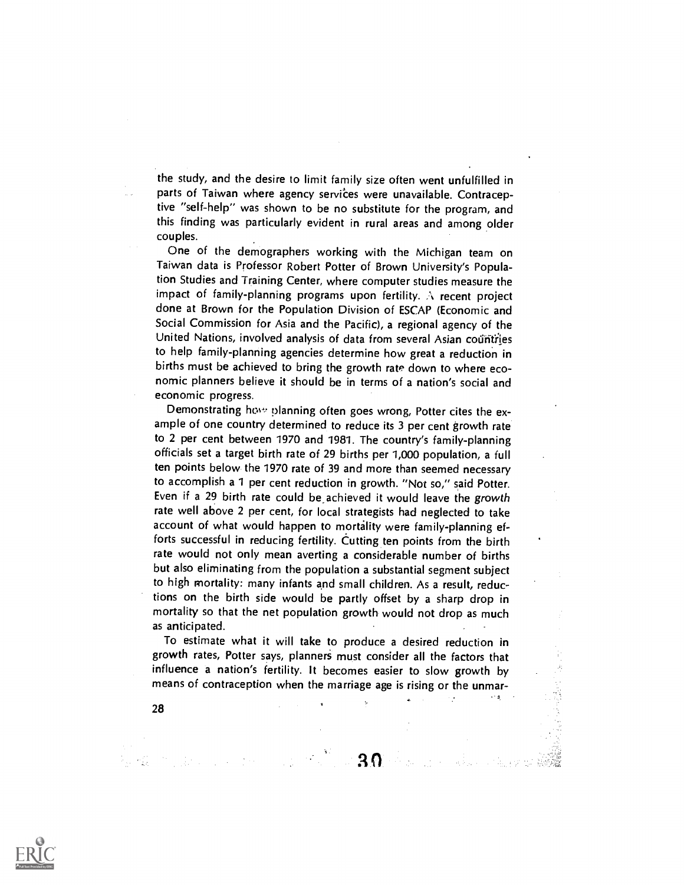the study, and the desire to limit family size often went unfulfilled in parts of Taiwan where agency services were unavailable. Contraceptive "self-help" was shown to be no substitute for the program, and this finding was particularly evident in rural areas and among older couples.

One of the demographers working with the Michigan team on Taiwan data is Professor Robert Potter of Brown University's Population Studies and Training Center, where computer studies measure the impact of family-planning programs upon fertility. A recent project done at Brown for the Population Division of ESCAP (Economic and Social Commission for Asia and the Pacific), a regional agency of the United Nations, involved analysis of data from several Asian countries to help family-planning agencies determine how great a reduction in births must be achieved to bring the growth rate down to where economic planners believe it should be in terms of a nation's social and economic progress.

Demonstrating how planning often goes wrong, Potter cites the example of one country determined to reduce its 3 per cent growth rate to 2 per cent between 1970 and 1981. The country's family-planning officials set a target birth rate of 29 births per 1,000 population, a full ten points below the 1970 rate of 39 and more than seemed necessary to accomplish a 1 per cent reduction in growth. "Not so," said Potter. Even if a 29 birth rate could be achieved it would leave the *growth* rate well above 2 per cent, for local strategists had neglected to take account of what would happen to mortality were family-planning efforts successful in reducing fertility. Cutting ten points from the birth rate would not only mean averting a considerable number of births but also eliminating from the population a substantial segment subject to high mortality: many infants and small children. As a result, reductions on the birth side would be partly offset by a sharp drop in mortality so that the net population growth would not drop as much as anticipated.

To estimate what it will take to produce a desired reduction in growth rates, Potter says, planners must consider all the factors that influence a nation's fertility. It becomes easier to slow growth by means of contraception when the marriage age is rising or the unmar-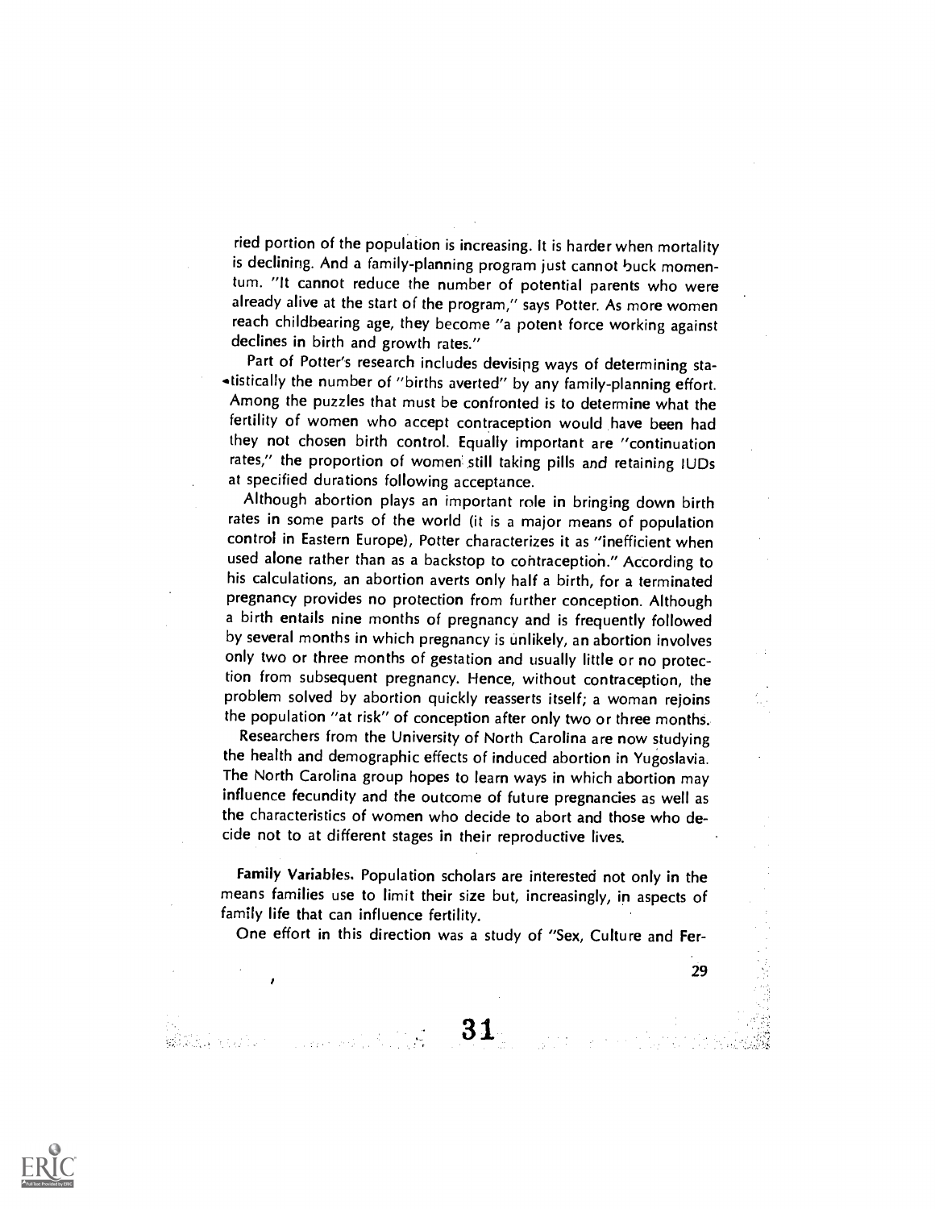ried portion of the population is increasing. It is harder when mortality is declining. And a family-planning program just cannot buck momentum. "It cannot reduce the number of potential parents who were already alive at the start of the program," says Potter. As more women reach childbearing age, they become "a potent force working against declines in birth and growth rates."

Part of Potter's research includes devising ways of determining statistically the number of "births averted" by any family-planning effort. Among the puzzles that must be confronted is to determine what the fertility of women who accept contraception would have been had they not chosen birth control. Equally important are "continuation rates," the proportion of women still taking pills and retaining IUDs at specified durations following acceptance.

Although abortion plays an important role in bringing down birth rates in some parts of the world (it is a major means of population control in Eastern Europe), Potter characterizes it as "inefficient when used alone rather than as a backstop to contraception." According to his calculations, an abortion averts only half a birth, for a terminated pregnancy provides no protection from further conception. Although a birth entails nine months of pregnancy and is frequently followed by several months in which pregnancy is unlikely, an abortion involves only two or three months of gestation and usually little or no protection from subsequent pregnancy. Hence, without contraception, the problem solved by abortion quickly reasserts itself; a woman rejoins the population "at risk" of conception after only two or three months.

Researchers from the University of North Carolina are now studying the health and demographic effects of induced abortion in Yugoslavia. The North Carolina group hopes to learn ways in which abortion may influence fecundity and the outcome of future pregnancies as well as the characteristics of women who decide to abort and those who decide not to at different stages in their reproductive lives.

**Family Variables.** Population scholars are interested not only in the means families use to limit their size but, increasingly, in aspects of family life that can influence fertility.

One effort in this direction was a study of "Sex, Culture and Fer-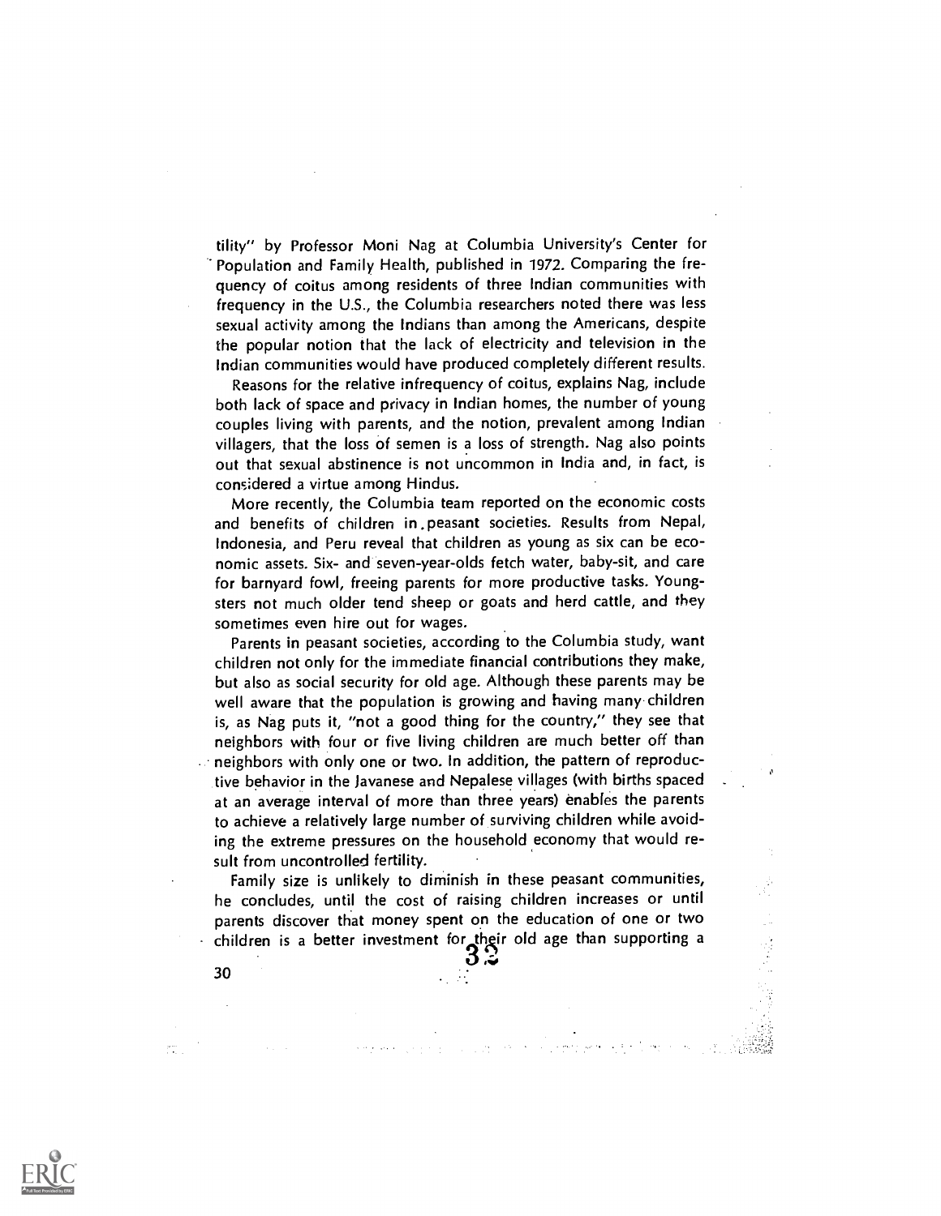tility" by Professor Moni Nag at Columbia University's Center for Population and Family Health, published in 1972. Comparing the frequency of coitus among residents of three Indian communities with frequency in the U.S., the Columbia researchers noted there was less sexual activity among the Indians than among the Americans, despite the popular notion that the lack of electricity and television in the Indian communities would have produced completely different results.

Reasons for the relative infrequency of coitus, explains Nag, include both lack of space and privacy in Indian homes, the number of young couples living with parents, and the notion, prevalent among Indian villagers, that the loss of semen is a loss of strength. Nag also points out that sexual abstinence is not uncommon in India and, in fact, is considered a virtue among Hindus.

More recently, the Columbia team reported on the economic costs and benefits of children in peasant societies. Results from Nepal, Indonesia, and Peru reveal that children as young as six can be economic assets. Six- and seven-year-olds fetch water, baby-sit, and care for barnyard fowl, freeing parents for more productive tasks. Youngsters not much older tend sheep or goats and herd cattle, and they sometimes even hire out for wages.

Parents in peasant societies, according to the Columbia study, want children not only for the immediate financial contributions they make, but also as social security for old age. Although these parents may be well aware that the population is growing and having many children is, as Nag puts it, "not a good thing for the country," they see that neighbors with four or five living children are much better off than neighbors with only one or two. In addition, the pattern of reproductive behavior in the Javanese and Nepalese villages (with births spaced at an average interval of more than three years) enables the parents to achieve a relatively large number of surviving children while avoiding the extreme pressures on the household economy that would result from uncontrolled fertility.

Family size is unlikely to diminish in these peasant communities, he concludes, until the cost of raising children increases or until parents discover that money spent on the education of one or two children is a better investment for their old age than supporting a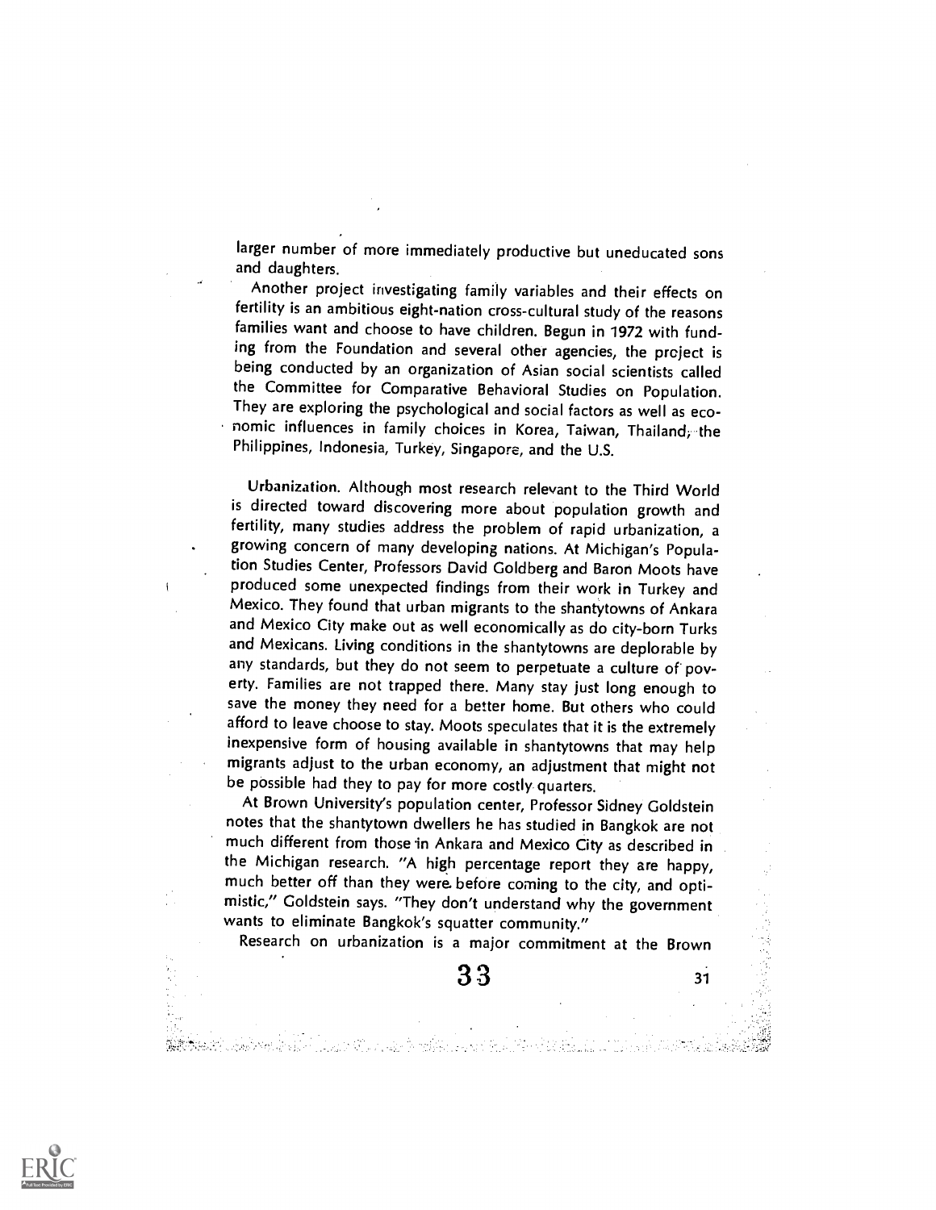larger number of more immediately productive but uneducated sons and daughters.

Another project investigating family variables and their effects on fertility is an ambitious eight-nation cross-cultural study of the reasons families want and choose to have children. Begun in 1972 with funding from the Foundation and several other agencies, the project is being conducted by an organization of Asian social scientists called the Committee for Comparative Behavioral Studies on Population. They are exploring the psychological and social factors as well as economic influences in family choices in Korea, Taiwan, Thailand, the Philippines, Indonesia, Turkey, Singapore, and the U.S.

**Urbanization.** Although most research relevant to the Third World is directed toward discovering more about population growth and fertility, many studies address the problem of rapid urbanization, a growing concern of many developing nations. At Michigan's Population Studies Center, Professors David Goldberg and Baron Moots have produced some unexpected findings from their work in Turkey and Mexico. They found that urban migrants to the shantytowns of Ankara and Mexico City make out as well economically as do city-born Turks and Mexicans. Living conditions in the shantytowns are deplorable by any standards, but they do not seem to perpetuate a culture of poverty. Families are not trapped there. Many stay just long enough to save the money they need for a better home. But others who could afford to leave choose to stay. Moots speculates that it is the extremely inexpensive form of housing available in shantytowns that may help migrants adjust to the urban economy, an adjustment that might not be possible had they to pay for more costly quarters.

At Brown University's population center, Professor Sidney Goldstein notes that the shantytown dwellers he has studied in Bangkok are not much different from those in Ankara and Mexico City as described in the Michigan research. "A high percentage report they are happy, much better off than they were before coming to the city, and optimistic," Goldstein says. "They don't understand why the government wants to eliminate Bangkok's squatter community."

Research on urbanization is a major commitment at the Brown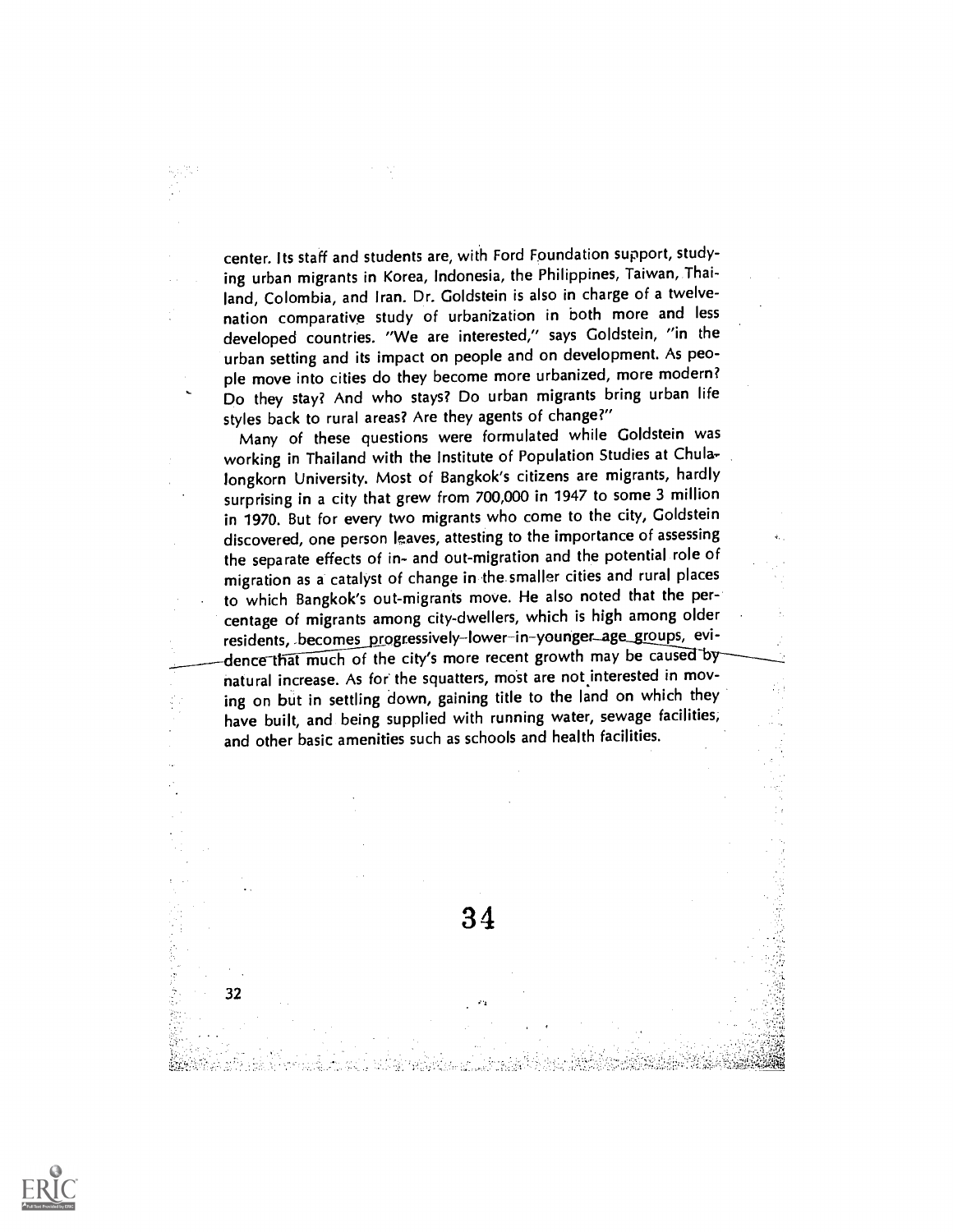center. Its staff and students are, with Ford Foundation support, studying urban migrants in Korea, Indonesia, the Philippines, Taiwan, Thailand, Colombia, and Iran. Dr. Goldstein is also in charge of a twelve-nation comparative study of urbanization in both more and less developed countries. "We are interested," says Goldstein, "in the urban setting and its impact on people and on development. As people move into cities do they become more urbanized, more modern? Do they stay? And who stays? Do urban migrants bring urban life styles back to rural areas? Are they agents of change?"

Many of these questions were formulated while Goldstein was working in Thailand with the Institute of Population Studies at Chulalongkorn University. Most of Bangkok's citizens are migrants, hardly surprising in a city that grew from 700,000 in 1947 to some 3 million in 1970. But for every two migrants who come to the city, Goldstein discovered, one person leaves, attesting to the importance of assessing the separate effects of in- and out-migration and the potential role of migration as a catalyst of change in the smaller cities and rural places to which Bangkok's out-migrants move. He also noted that the percentage of migrants among city-dwellers, which is high among older residents, becomes progressively lower in younger age groups, evidence that much of the city's more recent growth may be caused by natural increase. As for the squatters, most are not interested in moving on but in settling down, gaining title to the land on which they have built, and being supplied with running water, sewage facilities, and other basic amenities such as schools and health facilities.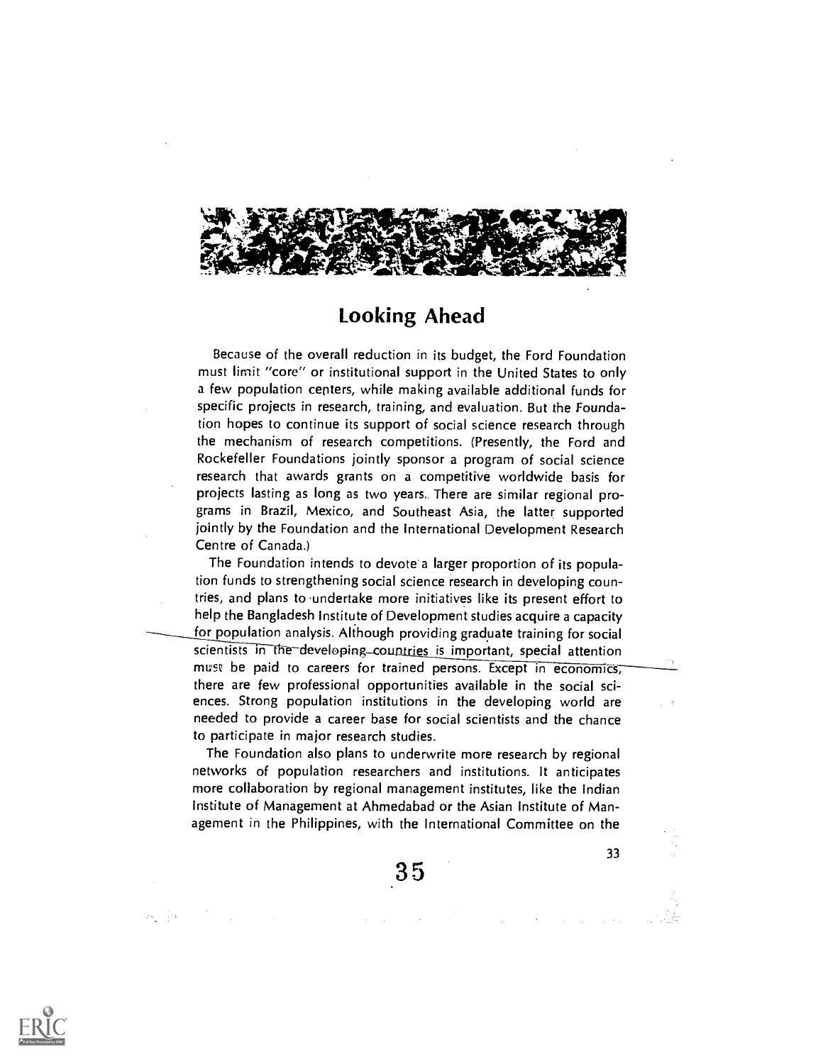## Looking Ahead

Because of the overall reduction in its budget, the Ford Foundation must limit "core" or institutional support in the United States to only a few population centers, while making available additional funds for specific projects in research, training, and evaluation. But the Foundation hopes to continue its support of social science research through the mechanism of research competitions. (Presently, the Ford and Rockefeller Foundations jointly sponsor a program of social science research that awards grants on a competitive worldwide basis for projects lasting as long as two years. There are similar regional programs in Brazil, Mexico, and Southeast Asia, the latter supported jointly by the Foundation and the International Development Research Centre of Canada.)

The Foundation intends to devote a larger proportion of its population funds to strengthening social science research in developing countries, and plans to undertake more initiatives like its present effort to help the Bangladesh Institute of Development studies acquire a capacity for population analysis. Although providing graduate training for social scientists in the developing countries is important, special attention must be paid to careers for trained persons. Except in economics, there are few professional opportunities available in the social sciences. Strong population institutions in the developing world are needed to provide a career base for social scientists and the chance to participate in major research studies.

The Foundation also plans to underwrite more research by regional networks of population researchers and institutions. It anticipates more collaboration by regional management institutes, like the Indian Institute of Management at Ahmedabad or the Asian Institute of Management in the Philippines, with the International Committee on the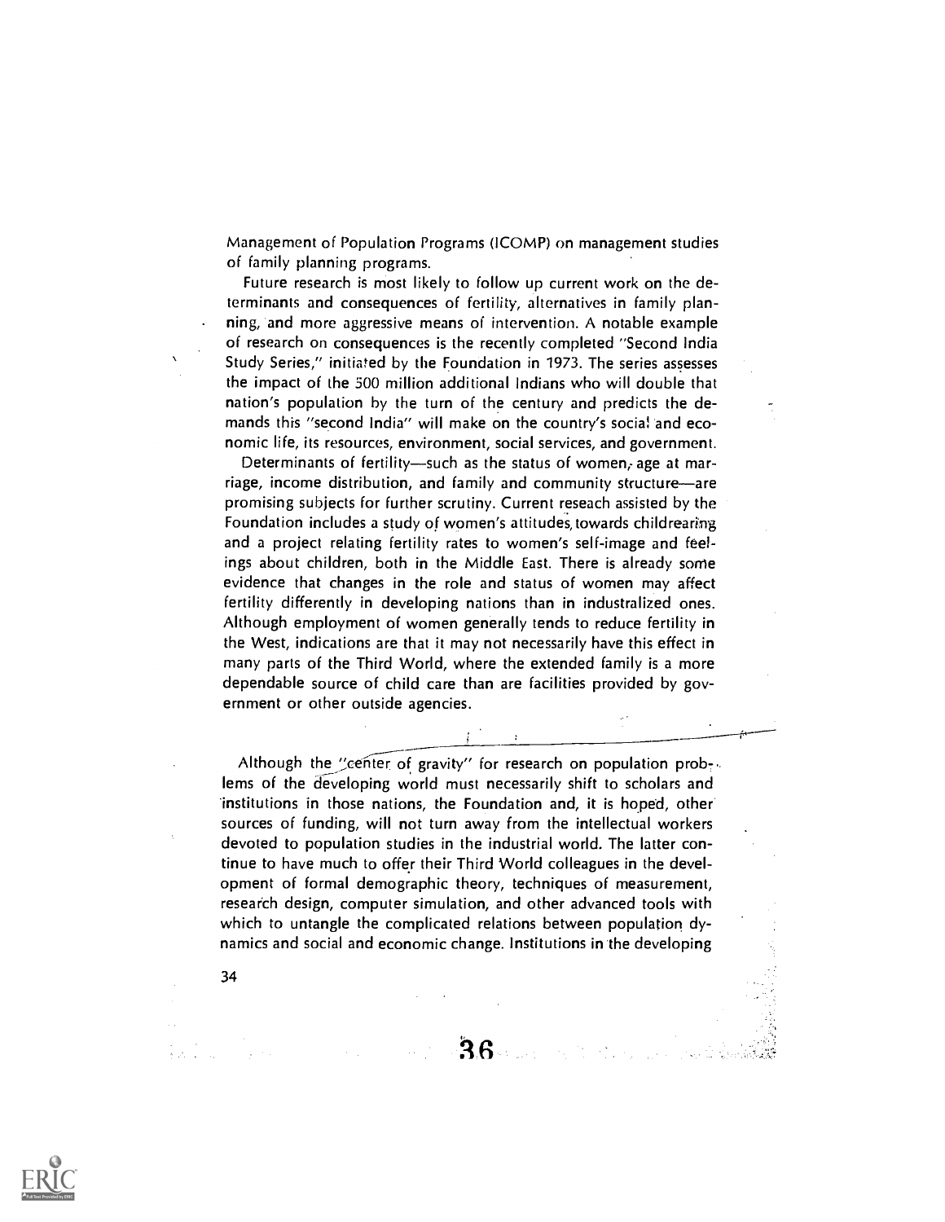Management of Population Programs (ICOMP) on management studies of family planning programs.

Future research is most likely to follow up current work on the determinants and consequences of fertility, alternatives in family planning, and more aggressive means of intervention. A notable example of research on consequences is the recently completed "Second India Study Series," initiated by the Foundation in 1973. The series assesses the impact of the 500 million additional Indians who will double that nation's population by the turn of the century and predicts the demands this "second India" will make on the country's social and economic life, its resources, environment, social services, and government.

Determinants of fertility—such as the status of women, age at marriage, income distribution, and family and community structure—are promising subjects for further scrutiny. Current reseach assisted by the Foundation includes a study of women's attitudes towards childrearing and a project relating fertility rates to women's self-image and feelings about children, both in the Middle East. There is already some evidence that changes in the role and status of women may affect fertility differently in developing nations than in industralized ones. Although employment of women generally tends to reduce fertility in the West, indications are that it may not necessarily have this effect in many parts of the Third World, where the extended family is a more dependable source of child care than are facilities provided by government or other outside agencies.

---

Although the "center of gravity" for research on population problems of the developing world must necessarily shift to scholars and institutions in those nations, the Foundation and, it is hoped, other sources of funding, will not turn away from the intellectual workers devoted to population studies in the industrial world. The latter continue to have much to offer their Third World colleagues in the development of formal demographic theory, techniques of measurement, research design, computer simulation, and other advanced tools with which to untangle the complicated relations between population dynamics and social and economic change. Institutions in the developing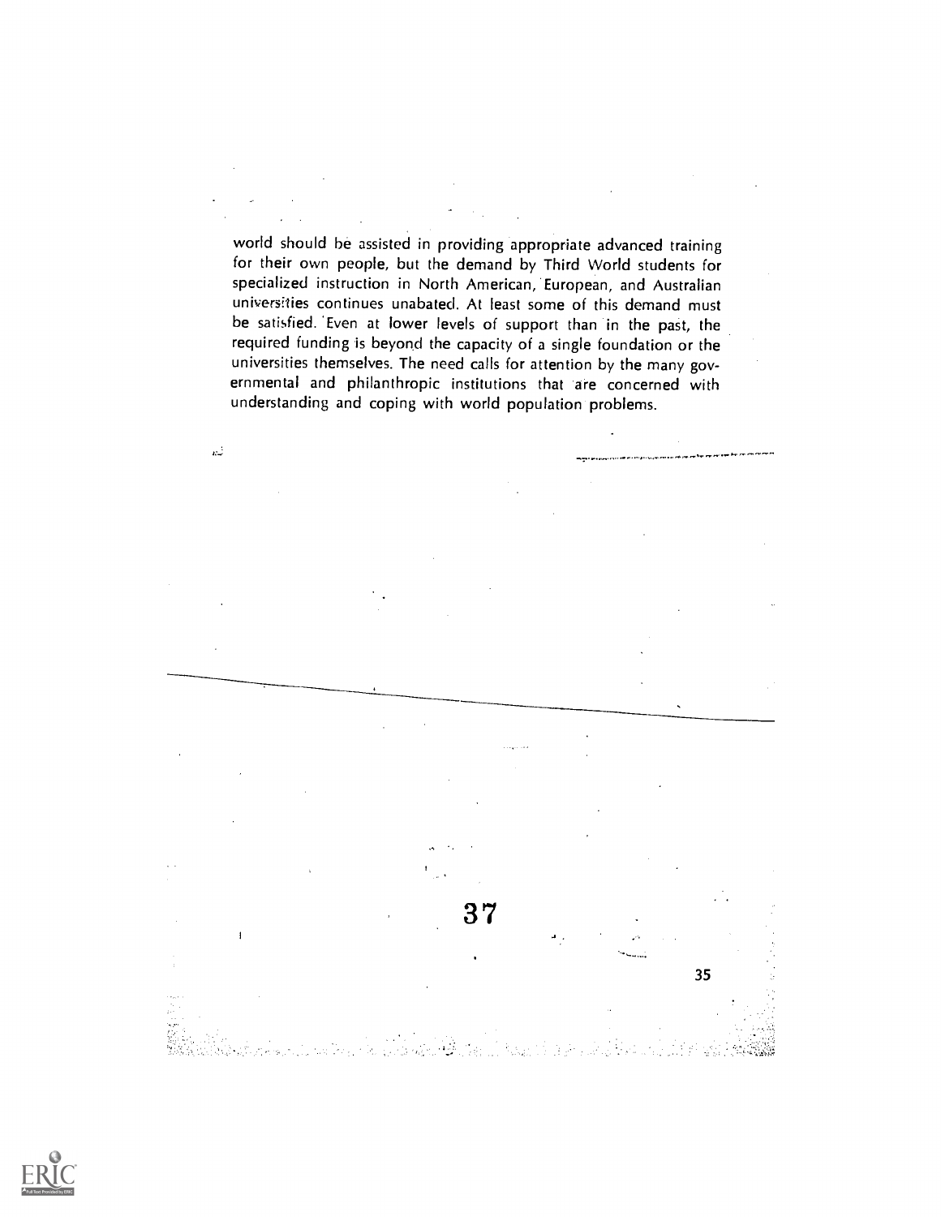world should be assisted in providing appropriate advanced training for their own people, but the demand by Third World students for specialized instruction in North American, European, and Australian universities continues unabated. At least some of this demand must be satisfied. Even at lower levels of support than in the past, the required funding is beyond the capacity of a single foundation or the universities themselves. The need calls for attention by the many governmental and philanthropic institutions that are concerned with understanding and coping with world population problems.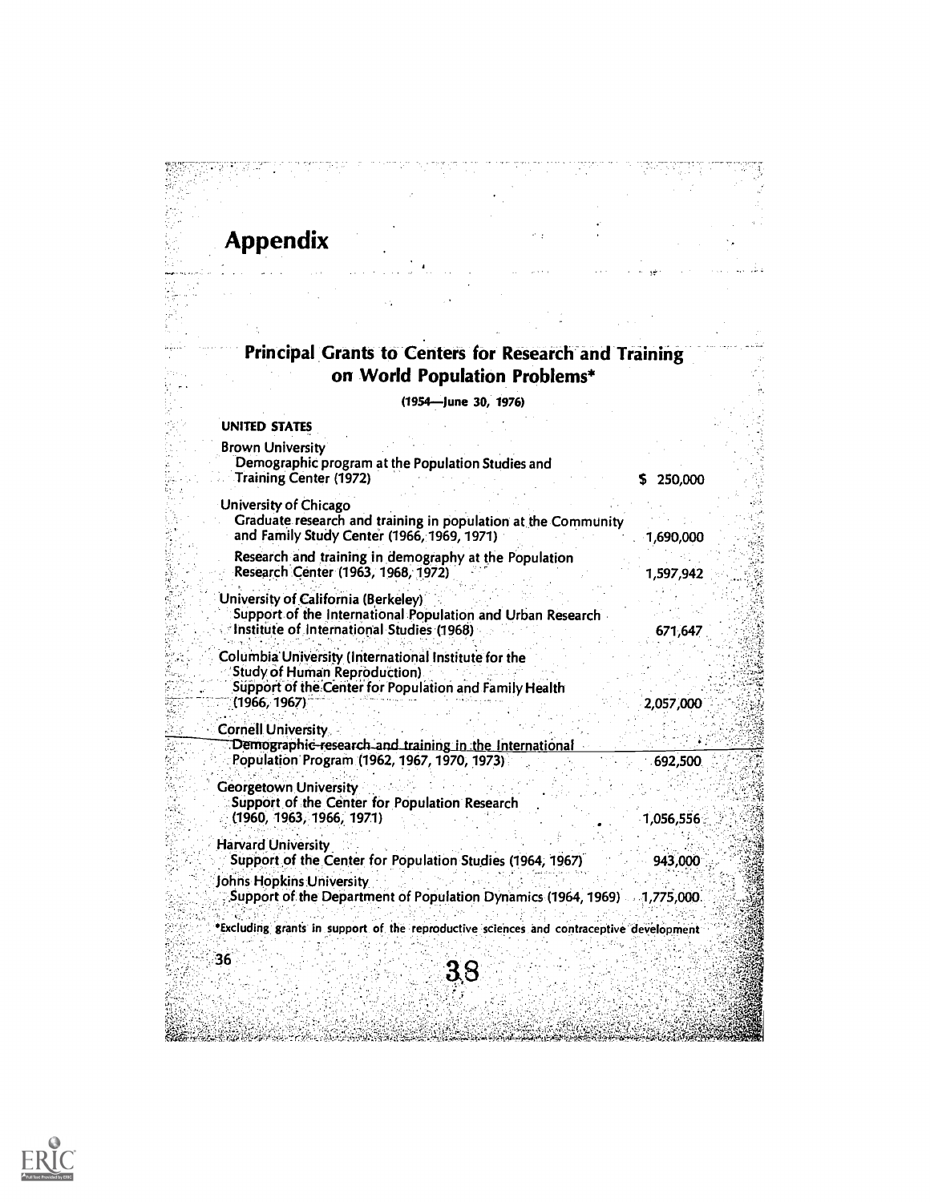# Appendix

## Principal Grants to Centers for Research and Training on World Population Problems*

(1954—June 30, 1976)

### UNITED STATES

| | |
|---|---|
| **Brown University** | |
| Demographic program at the Population Studies and Training Center (1972) | $ 250,000 |
| **University of Chicago** | |
| Graduate research and training in population at the Community and Family Study Center (1966, 1969, 1971) | 1,690,000 |
| Research and training in demography at the Population Research Center (1963, 1968, 1972) | 1,597,942 |
| **University of California (Berkeley)** | |
| Support of the International Population and Urban Research Institute of International Studies (1968) | 671,647 |
| **Columbia University (International Institute for the Study of Human Reproduction)** | |
| Support of the Center for Population and Family Health (1966, 1967) | 2,057,000 |
| **Cornell University** | |
| Demographic research and training in the International Population Program (1962, 1967, 1970, 1973) | 692,500 |
| **Georgetown University** | |
| Support of the Center for Population Research (1960, 1963, 1966, 1971) | 1,056,556 |
| **Harvard University** | |
| Support of the Center for Population Studies (1964, 1967) | 943,000 |
| **Johns Hopkins University** | |
| Support of the Department of Population Dynamics (1964, 1969) | 1,775,000 |

*Excluding grants in support of the reproductive sciences and contraceptive development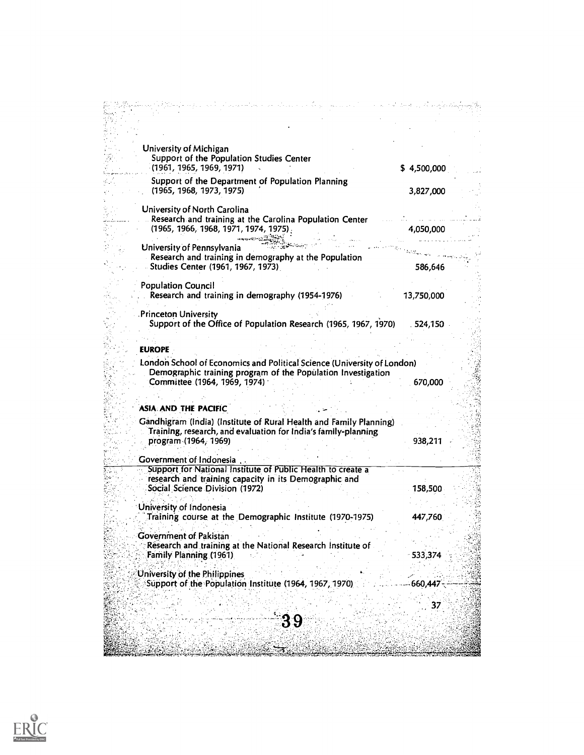University of Michigan
Support of the Population Studies Center (1961, 1965, 1969, 1971) — $ 4,500,000

Support of the Department of Population Planning (1965, 1968, 1973, 1975) — 3,827,000

University of North Carolina
Research and training at the Carolina Population Center (1965, 1966, 1968, 1971, 1974, 1975) — 4,050,000

University of Pennsylvania
Research and training in demography at the Population Studies Center (1961, 1967, 1973) — 586,646

Population Council
Research and training in demography (1954-1976) — 13,750,000

Princeton University
Support of the Office of Population Research (1965, 1967, 1970) — 524,150

**EUROPE**

London School of Economics and Political Science (University of London)
Demographic training program of the Population Investigation Committee (1964, 1969, 1974) — 670,000

**ASIA AND THE PACIFIC**

Gandhigram (India) (Institute of Rural Health and Family Planning)
Training, research, and evaluation for India's family-planning program (1964, 1969) — 938,211

Government of Indonesia
Support for National Institute of Public Health to create a research and training capacity in its Demographic and Social Science Division (1972) — 158,500

University of Indonesia
Training course at the Demographic Institute (1970-1975) — 447,760

Government of Pakistan
Research and training at the National Research Institute of Family Planning (1961) — 533,374

University of the Philippines
Support of the Population Institute (1964, 1967, 1970) — 660,447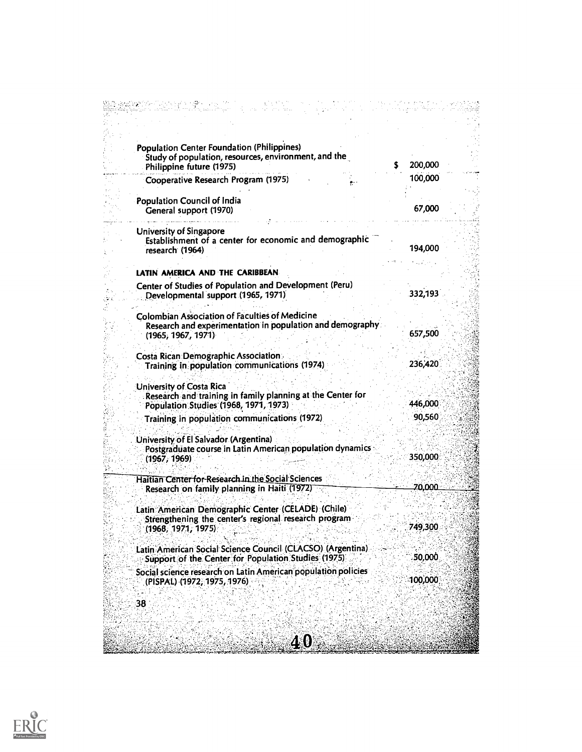| | |
|---|---|
| **Population Center Foundation (Philippines)** | |
| Study of population, resources, environment, and the Philippine future (1975) | $ 200,000 |
| Cooperative Research Program (1975) | 100,000 |
| **Population Council of India** | |
| General support (1970) | 67,000 |
| **University of Singapore** | |
| Establishment of a center for economic and demographic research (1964) | 194,000 |

## LATIN AMERICA AND THE CARIBBEAN

| | |
|---|---|
| **Center of Studies of Population and Development (Peru)** | |
| Developmental support (1965, 1971) | 332,193 |
| **Colombian Association of Faculties of Medicine** | |
| Research and experimentation in population and demography (1965, 1967, 1971) | 657,500 |
| **Costa Rican Demographic Association** | |
| Training in population communications (1974) | 236,420 |
| **University of Costa Rica** | |
| Research and training in family planning at the Center for Population Studies (1968, 1971, 1973) | 446,000 |
| Training in population communications (1972) | 90,560 |
| **University of El Salvador (Argentina)** | |
| Postgraduate course in Latin American population dynamics (1967, 1969) | 350,000 |
| **Haitian Center for Research in the Social Sciences** | |
| Research on family planning in Haiti (1972) | 70,000 |
| **Latin American Demographic Center (CELADE) (Chile)** | |
| Strengthening the center's regional research program (1968, 1971, 1975) | 749,300 |
| **Latin American Social Science Council (CLACSO) (Argentina)** | |
| Support of the Center for Population Studies (1975) | 50,000 |
| Social science research on Latin American population policies (PISPAL) (1972, 1975, 1976) | 100,000 |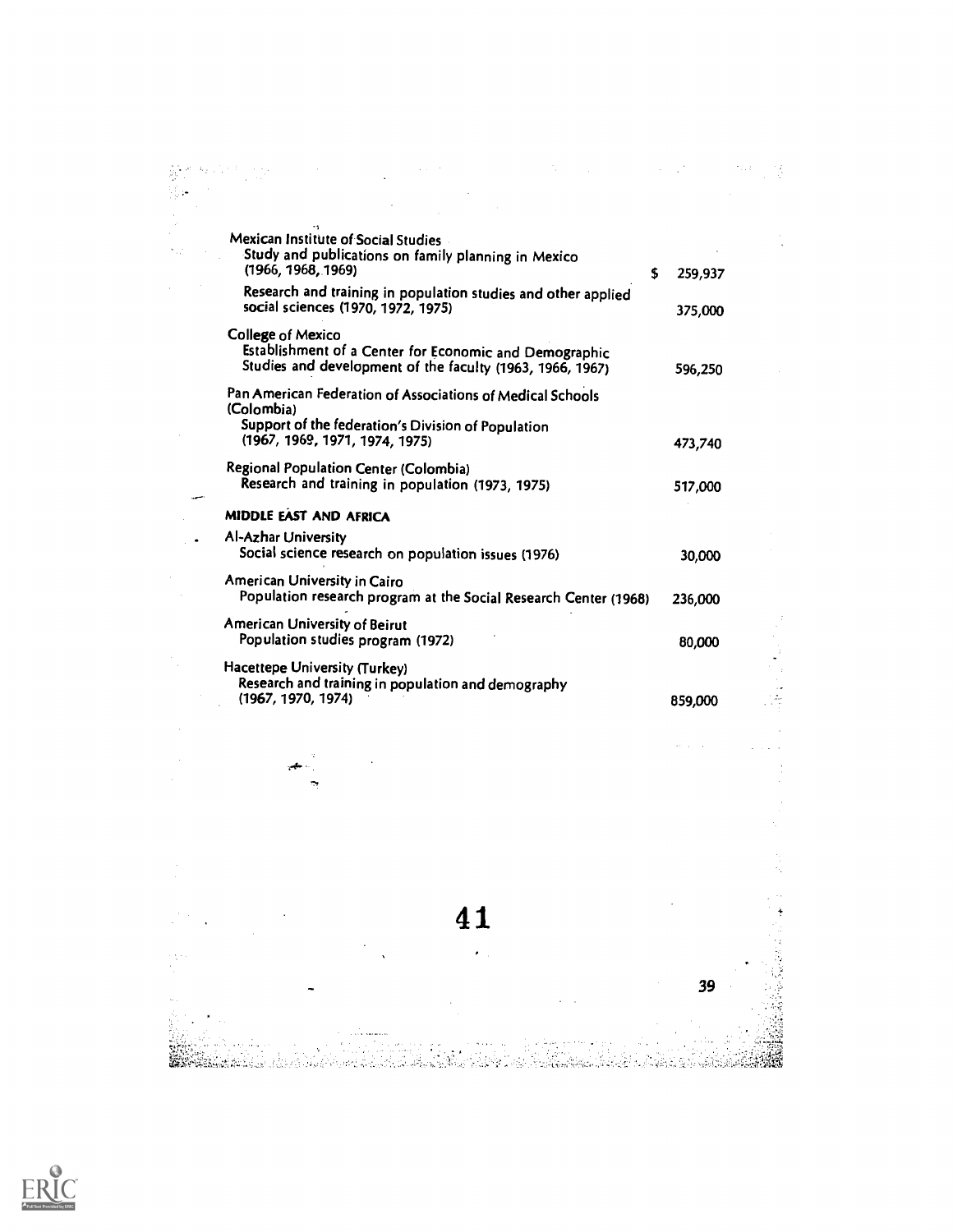Mexican Institute of Social Studies

Study and publications on family planning in Mexico (1966, 1968, 1969) — $ 259,937

Research and training in population studies and other applied social sciences (1970, 1972, 1975) — 375,000

College of Mexico

Establishment of a Center for Economic and Demographic Studies and development of the faculty (1963, 1966, 1967) — 596,250

Pan American Federation of Associations of Medical Schools (Colombia)

Support of the federation's Division of Population (1967, 1969, 1971, 1974, 1975) — 473,740

Regional Population Center (Colombia)

Research and training in population (1973, 1975) — 517,000

**MIDDLE EAST AND AFRICA**

Al-Azhar University

Social science research on population issues (1976) — 30,000

American University in Cairo

Population research program at the Social Research Center (1968) — 236,000

American University of Beirut

Population studies program (1972) — 80,000

Hacettepe University (Turkey)

Research and training in population and demography (1967, 1970, 1974) — 859,000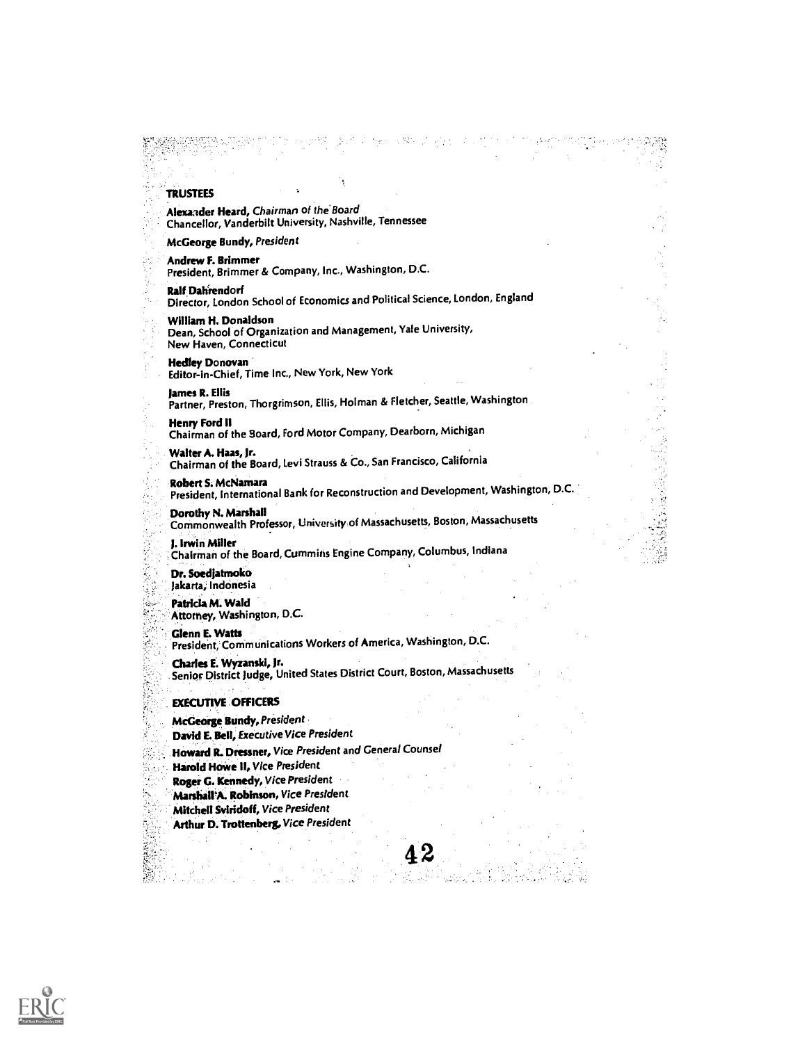## TRUSTEES

**Alexander Heard,** *Chairman of the Board*
Chancellor, Vanderbilt University, Nashville, Tennessee

**McGeorge Bundy,** *President*

**Andrew F. Brimmer**
President, Brimmer & Company, Inc., Washington, D.C.

**Ralf Dahrendorf**
Director, London School of Economics and Political Science, London, England

**William H. Donaldson**
Dean, School of Organization and Management, Yale University, New Haven, Connecticut

**Hedley Donovan**
Editor-in-Chief, Time Inc., New York, New York

**James R. Ellis**
Partner, Preston, Thorgrimson, Ellis, Holman & Fletcher, Seattle, Washington

**Henry Ford II**
Chairman of the Board, Ford Motor Company, Dearborn, Michigan

**Walter A. Haas, Jr.**
Chairman of the Board, Levi Strauss & Co., San Francisco, California

**Robert S. McNamara**
President, International Bank for Reconstruction and Development, Washington, D.C.

**Dorothy N. Marshall**
Commonwealth Professor, University of Massachusetts, Boston, Massachusetts

**J. Irwin Miller**
Chairman of the Board, Cummins Engine Company, Columbus, Indiana

**Dr. Soedjatmoko**
Jakarta, Indonesia

**Patricia M. Wald**
Attorney, Washington, D.C.

**Glenn E. Watts**
President, Communications Workers of America, Washington, D.C.

**Charles E. Wyzanski, Jr.**
Senior District Judge, United States District Court, Boston, Massachusetts

## EXECUTIVE OFFICERS

**McGeorge Bundy,** *President*
**David E. Bell,** *Executive Vice President*
**Howard R. Dressner,** *Vice President and General Counsel*
**Harold Howe II,** *Vice President*
**Roger G. Kennedy,** *Vice President*
**Marshall A. Robinson,** *Vice President*
**Mitchell Sviridoff,** *Vice President*
**Arthur D. Trottenberg,** *Vice President*